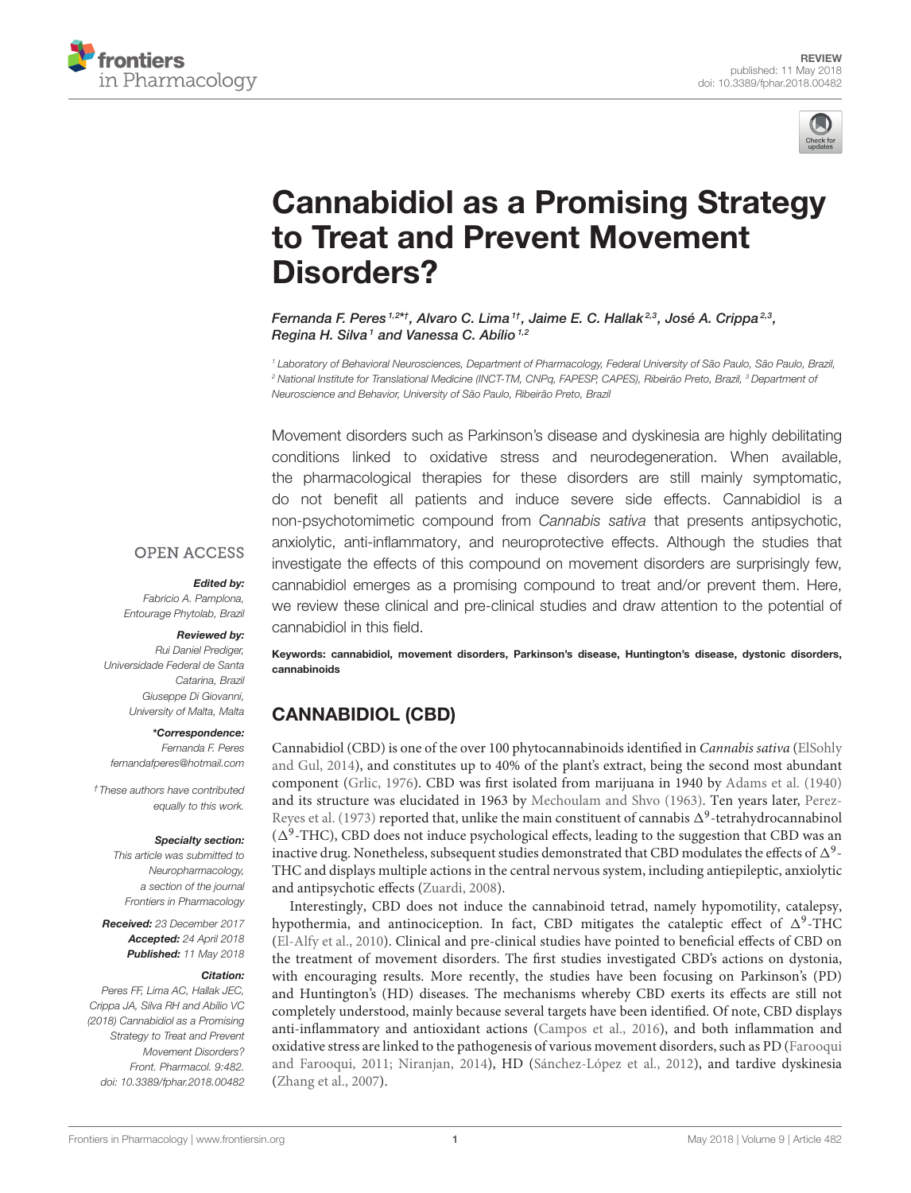REVIEW
published: 11 May 2018
doi: 10.3389/fphar.2018.00482

# Cannabidiol as a Promising Strategy to Treat and Prevent Movement Disorders?

*Fernanda F. Peres*[1,2*†], *Alvaro C. Lima*[1†], *Jaime E. C. Hallak*[2,3], *José A. Crippa*[2,3], *Regina H. Silva*[1] *and Vanessa C. Abílio*[1,2]

[1] Laboratory of Behavioral Neurosciences, Department of Pharmacology, Federal University of São Paulo, São Paulo, Brazil, [2] National Institute for Translational Medicine (INCT-TM, CNPq, FAPESP, CAPES), Ribeirão Preto, Brazil, [3] Department of Neuroscience and Behavior, University of São Paulo, Ribeirão Preto, Brazil

Movement disorders such as Parkinson's disease and dyskinesia are highly debilitating conditions linked to oxidative stress and neurodegeneration. When available, the pharmacological therapies for these disorders are still mainly symptomatic, do not benefit all patients and induce severe side effects. Cannabidiol is a non-psychotomimetic compound from *Cannabis sativa* that presents antipsychotic, anxiolytic, anti-inflammatory, and neuroprotective effects. Although the studies that investigate the effects of this compound on movement disorders are surprisingly few, cannabidiol emerges as a promising compound to treat and/or prevent them. Here, we review these clinical and pre-clinical studies and draw attention to the potential of cannabidiol in this field.

**Keywords: cannabidiol, movement disorders, Parkinson's disease, Huntington's disease, dystonic disorders, cannabinoids**

OPEN ACCESS

***Edited by:***
Fabricio A. Pamplona, Entourage Phytolab, Brazil

***Reviewed by:***
Rui Daniel Prediger, Universidade Federal de Santa Catarina, Brazil
Giuseppe Di Giovanni, University of Malta, Malta

***\*Correspondence:***
Fernanda F. Peres
fernandafperes@hotmail.com

†These authors have contributed equally to this work.

***Specialty section:***
This article was submitted to Neuropharmacology, a section of the journal Frontiers in Pharmacology

**Received:** *23 December 2017*
**Accepted:** *24 April 2018*
**Published:** *11 May 2018*

***Citation:***
Peres FF, Lima AC, Hallak JEC, Crippa JA, Silva RH and Abílio VC (2018) Cannabidiol as a Promising Strategy to Treat and Prevent Movement Disorders? Front. Pharmacol. 9:482. doi: 10.3389/fphar.2018.00482

## CANNABIDIOL (CBD)

Cannabidiol (CBD) is one of the over 100 phytocannabinoids identified in *Cannabis sativa* (ElSohly and Gul, 2014), and constitutes up to 40% of the plant's extract, being the second most abundant component (Grlic, 1976). CBD was first isolated from marijuana in 1940 by Adams et al. (1940) and its structure was elucidated in 1963 by Mechoulam and Shvo (1963). Ten years later, Perez-Reyes et al. (1973) reported that, unlike the main constituent of cannabis $\Delta^9$-tetrahydrocannabinol ($\Delta^9$-THC), CBD does not induce psychological effects, leading to the suggestion that CBD was an inactive drug. Nonetheless, subsequent studies demonstrated that CBD modulates the effects of $\Delta^9$-THC and displays multiple actions in the central nervous system, including antiepileptic, anxiolytic and antipsychotic effects (Zuardi, 2008).

Interestingly, CBD does not induce the cannabinoid tetrad, namely hypomotility, catalepsy, hypothermia, and antinociception. In fact, CBD mitigates the cataleptic effect of $\Delta^9$-THC (El-Alfy et al., 2010). Clinical and pre-clinical studies have pointed to beneficial effects of CBD on the treatment of movement disorders. The first studies investigated CBD's actions on dystonia, with encouraging results. More recently, the studies have been focusing on Parkinson's (PD) and Huntington's (HD) diseases. The mechanisms whereby CBD exerts its effects are still not completely understood, mainly because several targets have been identified. Of note, CBD displays anti-inflammatory and antioxidant actions (Campos et al., 2016), and both inflammation and oxidative stress are linked to the pathogenesis of various movement disorders, such as PD (Farooqui and Farooqui, 2011; Niranjan, 2014), HD (Sánchez-López et al., 2012), and tardive dyskinesia (Zhang et al., 2007).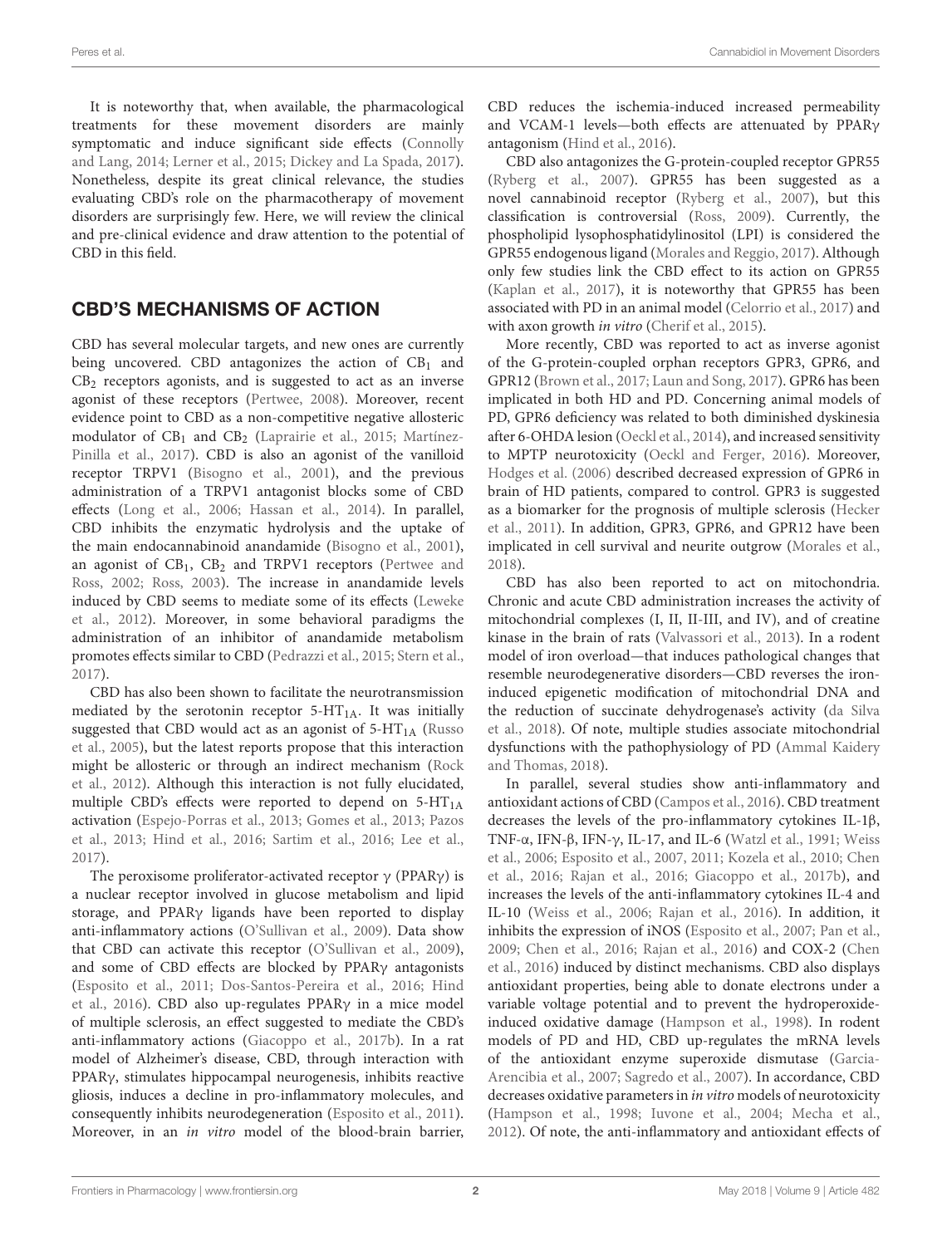It is noteworthy that, when available, the pharmacological treatments for these movement disorders are mainly symptomatic and induce significant side effects (Connolly and Lang, 2014; Lerner et al., 2015; Dickey and La Spada, 2017). Nonetheless, despite its great clinical relevance, the studies evaluating CBD's role on the pharmacotherapy of movement disorders are surprisingly few. Here, we will review the clinical and pre-clinical evidence and draw attention to the potential of CBD in this field.

## CBD'S MECHANISMS OF ACTION

CBD has several molecular targets, and new ones are currently being uncovered. CBD antagonizes the action of $CB_1$ and $CB_2$ receptors agonists, and is suggested to act as an inverse agonist of these receptors (Pertwee, 2008). Moreover, recent evidence point to CBD as a non-competitive negative allosteric modulator of $CB_1$ and $CB_2$ (Laprairie et al., 2015; Martínez-Pinilla et al., 2017). CBD is also an agonist of the vanilloid receptor TRPV1 (Bisogno et al., 2001), and the previous administration of a TRPV1 antagonist blocks some of CBD effects (Long et al., 2006; Hassan et al., 2014). In parallel, CBD inhibits the enzymatic hydrolysis and the uptake of the main endocannabinoid anandamide (Bisogno et al., 2001), an agonist of $CB_1$, $CB_2$ and TRPV1 receptors (Pertwee and Ross, 2002; Ross, 2003). The increase in anandamide levels induced by CBD seems to mediate some of its effects (Leweke et al., 2012). Moreover, in some behavioral paradigms the administration of an inhibitor of anandamide metabolism promotes effects similar to CBD (Pedrazzi et al., 2015; Stern et al., 2017).

CBD has also been shown to facilitate the neurotransmission mediated by the serotonin receptor $5\text{-}HT_{1A}$. It was initially suggested that CBD would act as an agonist of $5\text{-}HT_{1A}$ (Russo et al., 2005), but the latest reports propose that this interaction might be allosteric or through an indirect mechanism (Rock et al., 2012). Although this interaction is not fully elucidated, multiple CBD's effects were reported to depend on $5\text{-}HT_{1A}$ activation (Espejo-Porras et al., 2013; Gomes et al., 2013; Pazos et al., 2013; Hind et al., 2016; Sartim et al., 2016; Lee et al., 2017).

The peroxisome proliferator-activated receptor γ (PPARγ) is a nuclear receptor involved in glucose metabolism and lipid storage, and PPARγ ligands have been reported to display anti-inflammatory actions (O'Sullivan et al., 2009). Data show that CBD can activate this receptor (O'Sullivan et al., 2009), and some of CBD effects are blocked by PPARγ antagonists (Esposito et al., 2011; Dos-Santos-Pereira et al., 2016; Hind et al., 2016). CBD also up-regulates PPARγ in a mice model of multiple sclerosis, an effect suggested to mediate the CBD's anti-inflammatory actions (Giacoppo et al., 2017b). In a rat model of Alzheimer's disease, CBD, through interaction with PPARγ, stimulates hippocampal neurogenesis, inhibits reactive gliosis, induces a decline in pro-inflammatory molecules, and consequently inhibits neurodegeneration (Esposito et al., 2011). Moreover, in an *in vitro* model of the blood-brain barrier, CBD reduces the ischemia-induced increased permeability and VCAM-1 levels—both effects are attenuated by PPARγ antagonism (Hind et al., 2016).

CBD also antagonizes the G-protein-coupled receptor GPR55 (Ryberg et al., 2007). GPR55 has been suggested as a novel cannabinoid receptor (Ryberg et al., 2007), but this classification is controversial (Ross, 2009). Currently, the phospholipid lysophosphatidylinositol (LPI) is considered the GPR55 endogenous ligand (Morales and Reggio, 2017). Although only few studies link the CBD effect to its action on GPR55 (Kaplan et al., 2017), it is noteworthy that GPR55 has been associated with PD in an animal model (Celorrio et al., 2017) and with axon growth *in vitro* (Cherif et al., 2015).

More recently, CBD was reported to act as inverse agonist of the G-protein-coupled orphan receptors GPR3, GPR6, and GPR12 (Brown et al., 2017; Laun and Song, 2017). GPR6 has been implicated in both HD and PD. Concerning animal models of PD, GPR6 deficiency was related to both diminished dyskinesia after 6-OHDA lesion (Oeckl et al., 2014), and increased sensitivity to MPTP neurotoxicity (Oeckl and Ferger, 2016). Moreover, Hodges et al. (2006) described decreased expression of GPR6 in brain of HD patients, compared to control. GPR3 is suggested as a biomarker for the prognosis of multiple sclerosis (Hecker et al., 2011). In addition, GPR3, GPR6, and GPR12 have been implicated in cell survival and neurite outgrow (Morales et al., 2018).

CBD has also been reported to act on mitochondria. Chronic and acute CBD administration increases the activity of mitochondrial complexes (I, II, II-III, and IV), and of creatine kinase in the brain of rats (Valvassori et al., 2013). In a rodent model of iron overload—that induces pathological changes that resemble neurodegenerative disorders—CBD reverses the iron-induced epigenetic modification of mitochondrial DNA and the reduction of succinate dehydrogenase's activity (da Silva et al., 2018). Of note, multiple studies associate mitochondrial dysfunctions with the pathophysiology of PD (Ammal Kaidery and Thomas, 2018).

In parallel, several studies show anti-inflammatory and antioxidant actions of CBD (Campos et al., 2016). CBD treatment decreases the levels of the pro-inflammatory cytokines IL-1β, TNF-α, IFN-β, IFN-γ, IL-17, and IL-6 (Watzl et al., 1991; Weiss et al., 2006; Esposito et al., 2007, 2011; Kozela et al., 2010; Chen et al., 2016; Rajan et al., 2016; Giacoppo et al., 2017b), and increases the levels of the anti-inflammatory cytokines IL-4 and IL-10 (Weiss et al., 2006; Rajan et al., 2016). In addition, it inhibits the expression of iNOS (Esposito et al., 2007; Pan et al., 2009; Chen et al., 2016; Rajan et al., 2016) and COX-2 (Chen et al., 2016) induced by distinct mechanisms. CBD also displays antioxidant properties, being able to donate electrons under a variable voltage potential and to prevent the hydroperoxide-induced oxidative damage (Hampson et al., 1998). In rodent models of PD and HD, CBD up-regulates the mRNA levels of the antioxidant enzyme superoxide dismutase (Garcia-Arencibia et al., 2007; Sagredo et al., 2007). In accordance, CBD decreases oxidative parameters in *in vitro* models of neurotoxicity (Hampson et al., 1998; Iuvone et al., 2004; Mecha et al., 2012). Of note, the anti-inflammatory and antioxidant effects of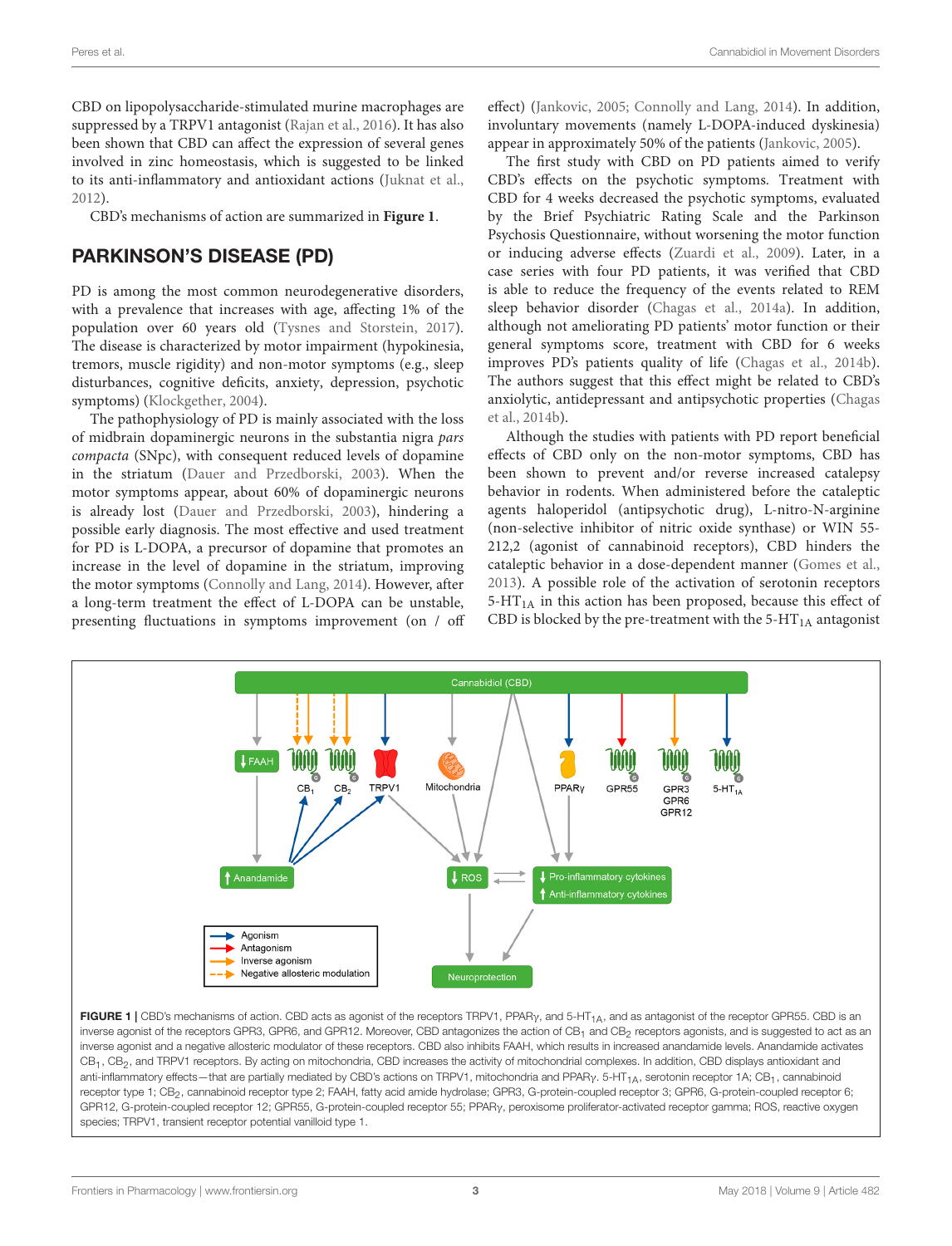CBD on lipopolysaccharide-stimulated murine macrophages are suppressed by a TRPV1 antagonist (Rajan et al., 2016). It has also been shown that CBD can affect the expression of several genes involved in zinc homeostasis, which is suggested to be linked to its anti-inflammatory and antioxidant actions (Juknat et al., 2012).

CBD's mechanisms of action are summarized in **Figure 1**.

## PARKINSON'S DISEASE (PD)

PD is among the most common neurodegenerative disorders, with a prevalence that increases with age, affecting 1% of the population over 60 years old (Tysnes and Storstein, 2017). The disease is characterized by motor impairment (hypokinesia, tremors, muscle rigidity) and non-motor symptoms (e.g., sleep disturbances, cognitive deficits, anxiety, depression, psychotic symptoms) (Klockgether, 2004).

The pathophysiology of PD is mainly associated with the loss of midbrain dopaminergic neurons in the substantia nigra *pars compacta* (SNpc), with consequent reduced levels of dopamine in the striatum (Dauer and Przedborski, 2003). When the motor symptoms appear, about 60% of dopaminergic neurons is already lost (Dauer and Przedborski, 2003), hindering a possible early diagnosis. The most effective and used treatment for PD is L-DOPA, a precursor of dopamine that promotes an increase in the level of dopamine in the striatum, improving the motor symptoms (Connolly and Lang, 2014). However, after a long-term treatment the effect of L-DOPA can be unstable, presenting fluctuations in symptoms improvement (on / off effect) (Jankovic, 2005; Connolly and Lang, 2014). In addition, involuntary movements (namely L-DOPA-induced dyskinesia) appear in approximately 50% of the patients (Jankovic, 2005).

The first study with CBD on PD patients aimed to verify CBD's effects on the psychotic symptoms. Treatment with CBD for 4 weeks decreased the psychotic symptoms, evaluated by the Brief Psychiatric Rating Scale and the Parkinson Psychosis Questionnaire, without worsening the motor function or inducing adverse effects (Zuardi et al., 2009). Later, in a case series with four PD patients, it was verified that CBD is able to reduce the frequency of the events related to REM sleep behavior disorder (Chagas et al., 2014a). In addition, although not ameliorating PD patients' motor function or their general symptoms score, treatment with CBD for 6 weeks improves PD's patients quality of life (Chagas et al., 2014b). The authors suggest that this effect might be related to CBD's anxiolytic, antidepressant and antipsychotic properties (Chagas et al., 2014b).

Although the studies with patients with PD report beneficial effects of CBD only on the non-motor symptoms, CBD has been shown to prevent and/or reverse increased catalepsy behavior in rodents. When administered before the cataleptic agents haloperidol (antipsychotic drug), L-nitro-N-arginine (non-selective inhibitor of nitric oxide synthase) or WIN 55-212,2 (agonist of cannabinoid receptors), CBD hinders the cataleptic behavior in a dose-dependent manner (Gomes et al., 2013). A possible role of the activation of serotonin receptors $5\text{-HT}_{1A}$ in this action has been proposed, because this effect of CBD is blocked by the pre-treatment with the $5\text{-HT}_{1A}$ antagonist

**FIGURE 1 |** CBD's mechanisms of action. CBD acts as agonist of the receptors TRPV1, PPARγ, and $5\text{-HT}_{1A}$, and as antagonist of the receptor GPR55. CBD is an inverse agonist of the receptors GPR3, GPR6, and GPR12. Moreover, CBD antagonizes the action of $CB_1$ and $CB_2$ receptors agonists, and is suggested to act as an inverse agonist and a negative allosteric modulator of these receptors. CBD also inhibits FAAH, which results in increased anandamide levels. Anandamide activates $CB_1$, $CB_2$, and TRPV1 receptors. By acting on mitochondria, CBD increases the activity of mitochondrial complexes. In addition, CBD displays antioxidant and anti-inflammatory effects—that are partially mediated by CBD's actions on TRPV1, mitochondria and PPARγ. $5\text{-HT}_{1A}$, serotonin receptor 1A; $CB_1$, cannabinoid receptor type 1; $CB_2$, cannabinoid receptor type 2; FAAH, fatty acid amide hydrolase; GPR3, G-protein-coupled receptor 3; GPR6, G-protein-coupled receptor 6; GPR12, G-protein-coupled receptor 12; GPR55, G-protein-coupled receptor 55; PPARγ, peroxisome proliferator-activated receptor gamma; ROS, reactive oxygen species; TRPV1, transient receptor potential vanilloid type 1.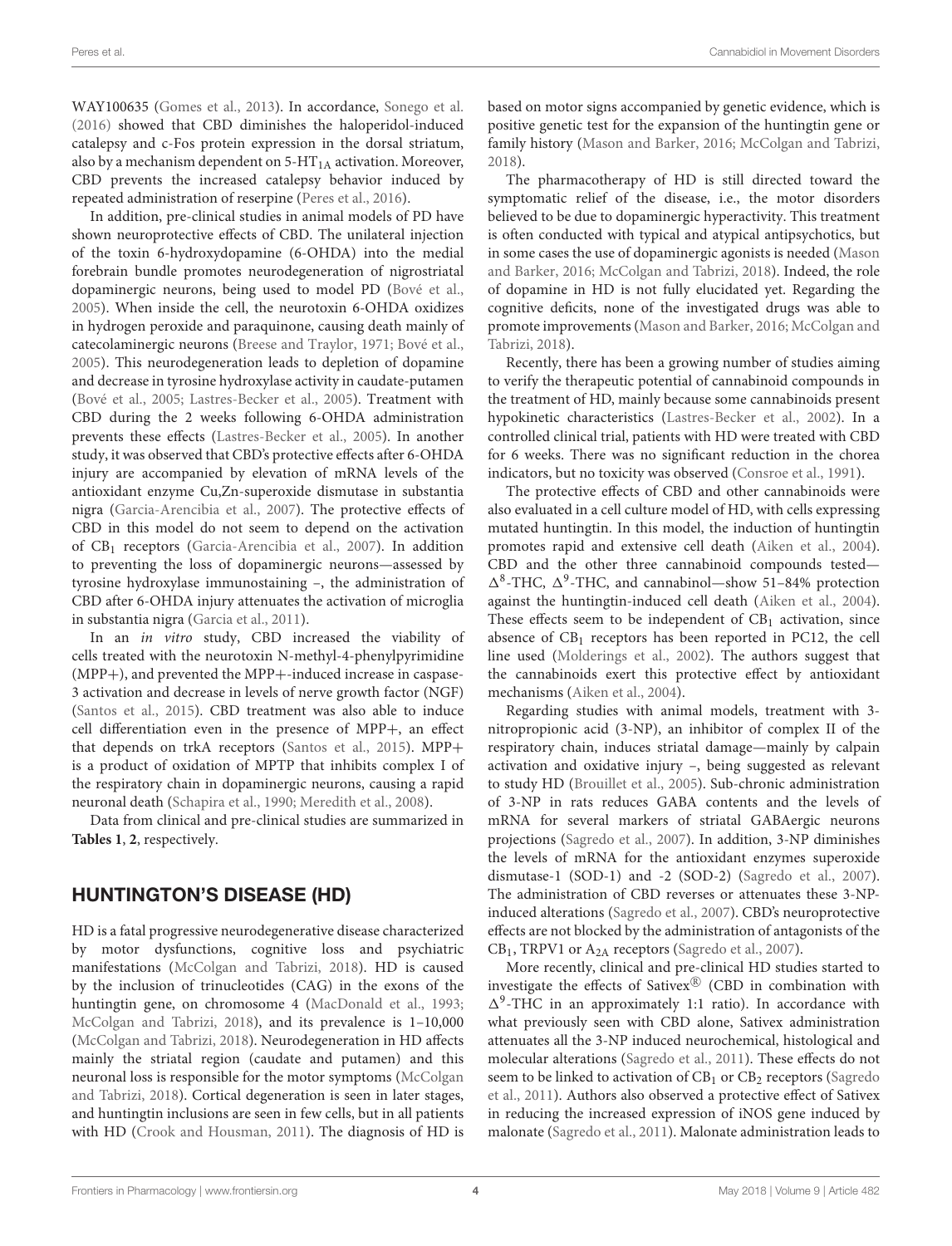WAY100635 (Gomes et al., 2013). In accordance, Sonego et al. (2016) showed that CBD diminishes the haloperidol-induced catalepsy and c-Fos protein expression in the dorsal striatum, also by a mechanism dependent on 5-$HT_{1A}$ activation. Moreover, CBD prevents the increased catalepsy behavior induced by repeated administration of reserpine (Peres et al., 2016).

In addition, pre-clinical studies in animal models of PD have shown neuroprotective effects of CBD. The unilateral injection of the toxin 6-hydroxydopamine (6-OHDA) into the medial forebrain bundle promotes neurodegeneration of nigrostriatal dopaminergic neurons, being used to model PD (Bové et al., 2005). When inside the cell, the neurotoxin 6-OHDA oxidizes in hydrogen peroxide and paraquinone, causing death mainly of catecolaminergic neurons (Breese and Traylor, 1971; Bové et al., 2005). This neurodegeneration leads to depletion of dopamine and decrease in tyrosine hydroxylase activity in caudate-putamen (Bové et al., 2005; Lastres-Becker et al., 2005). Treatment with CBD during the 2 weeks following 6-OHDA administration prevents these effects (Lastres-Becker et al., 2005). In another study, it was observed that CBD's protective effects after 6-OHDA injury are accompanied by elevation of mRNA levels of the antioxidant enzyme Cu,Zn-superoxide dismutase in substantia nigra (Garcia-Arencibia et al., 2007). The protective effects of CBD in this model do not seem to depend on the activation of $CB_1$ receptors (Garcia-Arencibia et al., 2007). In addition to preventing the loss of dopaminergic neurons—assessed by tyrosine hydroxylase immunostaining –, the administration of CBD after 6-OHDA injury attenuates the activation of microglia in substantia nigra (Garcia et al., 2011).

In an *in vitro* study, CBD increased the viability of cells treated with the neurotoxin N-methyl-4-phenylpyrimidine (MPP+), and prevented the MPP+-induced increase in caspase-3 activation and decrease in levels of nerve growth factor (NGF) (Santos et al., 2015). CBD treatment was also able to induce cell differentiation even in the presence of MPP+, an effect that depends on trkA receptors (Santos et al., 2015). MPP+ is a product of oxidation of MPTP that inhibits complex I of the respiratory chain in dopaminergic neurons, causing a rapid neuronal death (Schapira et al., 1990; Meredith et al., 2008).

Data from clinical and pre-clinical studies are summarized in **Tables 1**, **2**, respectively.

## HUNTINGTON'S DISEASE (HD)

HD is a fatal progressive neurodegenerative disease characterized by motor dysfunctions, cognitive loss and psychiatric manifestations (McColgan and Tabrizi, 2018). HD is caused by the inclusion of trinucleotides (CAG) in the exons of the huntingtin gene, on chromosome 4 (MacDonald et al., 1993; McColgan and Tabrizi, 2018), and its prevalence is 1–10,000 (McColgan and Tabrizi, 2018). Neurodegeneration in HD affects mainly the striatal region (caudate and putamen) and this neuronal loss is responsible for the motor symptoms (McColgan and Tabrizi, 2018). Cortical degeneration is seen in later stages, and huntingtin inclusions are seen in few cells, but in all patients with HD (Crook and Housman, 2011). The diagnosis of HD is based on motor signs accompanied by genetic evidence, which is positive genetic test for the expansion of the huntingtin gene or family history (Mason and Barker, 2016; McColgan and Tabrizi, 2018).

The pharmacotherapy of HD is still directed toward the symptomatic relief of the disease, i.e., the motor disorders believed to be due to dopaminergic hyperactivity. This treatment is often conducted with typical and atypical antipsychotics, but in some cases the use of dopaminergic agonists is needed (Mason and Barker, 2016; McColgan and Tabrizi, 2018). Indeed, the role of dopamine in HD is not fully elucidated yet. Regarding the cognitive deficits, none of the investigated drugs was able to promote improvements (Mason and Barker, 2016; McColgan and Tabrizi, 2018).

Recently, there has been a growing number of studies aiming to verify the therapeutic potential of cannabinoid compounds in the treatment of HD, mainly because some cannabinoids present hypokinetic characteristics (Lastres-Becker et al., 2002). In a controlled clinical trial, patients with HD were treated with CBD for 6 weeks. There was no significant reduction in the chorea indicators, but no toxicity was observed (Consroe et al., 1991).

The protective effects of CBD and other cannabinoids were also evaluated in a cell culture model of HD, with cells expressing mutated huntingtin. In this model, the induction of huntingtin promotes rapid and extensive cell death (Aiken et al., 2004). CBD and the other three cannabinoid compounds tested—$\Delta^8$-THC, $\Delta^9$-THC, and cannabinol—show 51–84% protection against the huntingtin-induced cell death (Aiken et al., 2004). These effects seem to be independent of $CB_1$ activation, since absence of $CB_1$ receptors has been reported in PC12, the cell line used (Molderings et al., 2002). The authors suggest that the cannabinoids exert this protective effect by antioxidant mechanisms (Aiken et al., 2004).

Regarding studies with animal models, treatment with 3-nitropropionic acid (3-NP), an inhibitor of complex II of the respiratory chain, induces striatal damage—mainly by calpain activation and oxidative injury –, being suggested as relevant to study HD (Brouillet et al., 2005). Sub-chronic administration of 3-NP in rats reduces GABA contents and the levels of mRNA for several markers of striatal GABAergic neurons projections (Sagredo et al., 2007). In addition, 3-NP diminishes the levels of mRNA for the antioxidant enzymes superoxide dismutase-1 (SOD-1) and -2 (SOD-2) (Sagredo et al., 2007). The administration of CBD reverses or attenuates these 3-NP-induced alterations (Sagredo et al., 2007). CBD's neuroprotective effects are not blocked by the administration of antagonists of the $CB_1$, TRPV1 or $A_{2A}$ receptors (Sagredo et al., 2007).

More recently, clinical and pre-clinical HD studies started to investigate the effects of Sativex® (CBD in combination with $\Delta^9$-THC in an approximately 1:1 ratio). In accordance with what previously seen with CBD alone, Sativex administration attenuates all the 3-NP induced neurochemical, histological and molecular alterations (Sagredo et al., 2011). These effects do not seem to be linked to activation of $CB_1$ or $CB_2$ receptors (Sagredo et al., 2011). Authors also observed a protective effect of Sativex in reducing the increased expression of iNOS gene induced by malonate (Sagredo et al., 2011). Malonate administration leads to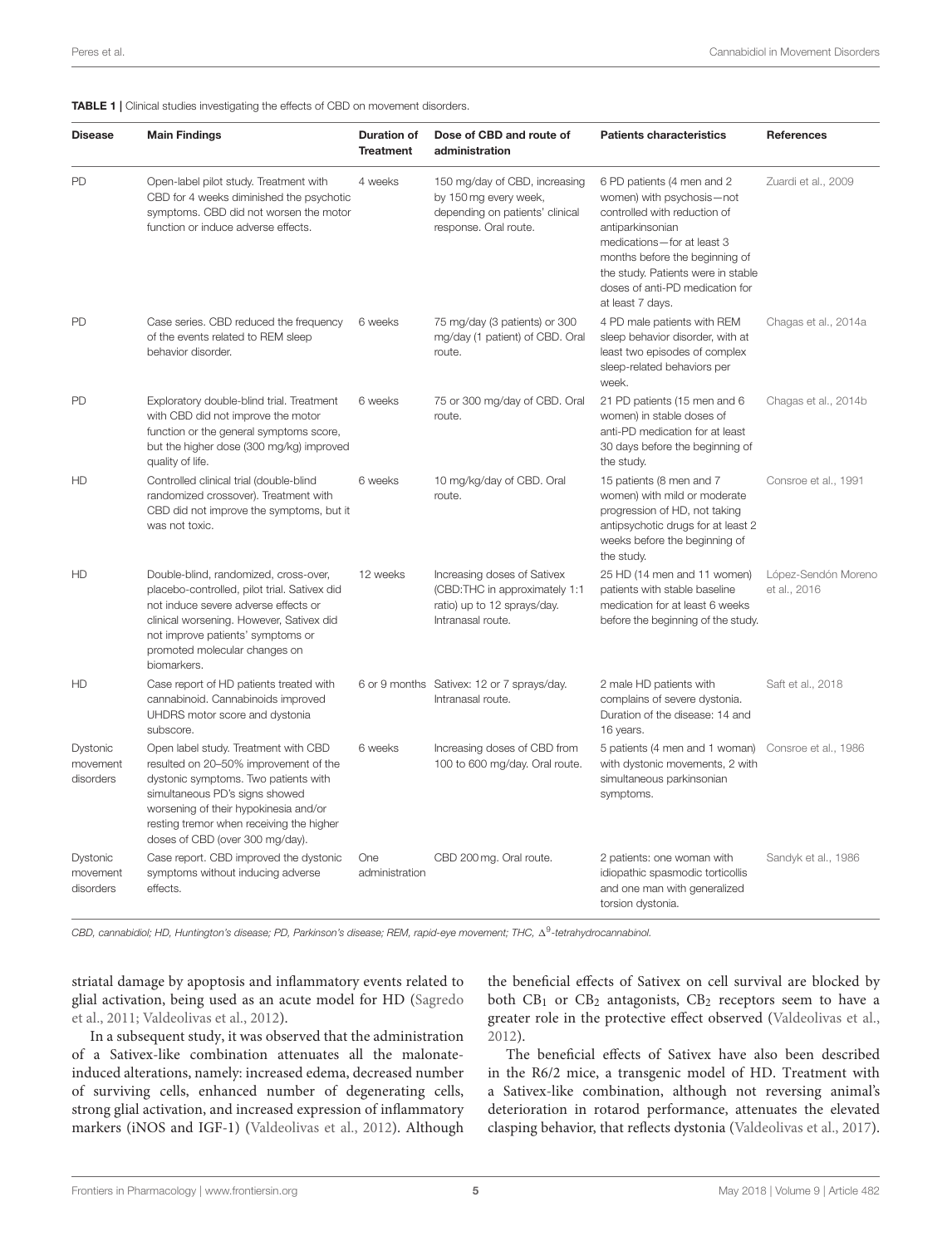**TABLE 1 |** Clinical studies investigating the effects of CBD on movement disorders.

| Disease | Main Findings | Duration of Treatment | Dose of CBD and route of administration | Patients characteristics | References |
|---|---|---|---|---|---|
| PD | Open-label pilot study. Treatment with CBD for 4 weeks diminished the psychotic symptoms. CBD did not worsen the motor function or induce adverse effects. | 4 weeks | 150 mg/day of CBD, increasing by 150 mg every week, depending on patients' clinical response. Oral route. | 6 PD patients (4 men and 2 women) with psychosis—not controlled with reduction of antiparkinsonian medications—for at least 3 months before the beginning of the study. Patients were in stable doses of anti-PD medication for at least 7 days. | Zuardi et al., 2009 |
| PD | Case series. CBD reduced the frequency of the events related to REM sleep behavior disorder. | 6 weeks | 75 mg/day (3 patients) or 300 mg/day (1 patient) of CBD. Oral route. | 4 PD male patients with REM sleep behavior disorder, with at least two episodes of complex sleep-related behaviors per week. | Chagas et al., 2014a |
| PD | Exploratory double-blind trial. Treatment with CBD did not improve the motor function or the general symptoms score, but the higher dose (300 mg/kg) improved quality of life. | 6 weeks | 75 or 300 mg/day of CBD. Oral route. | 21 PD patients (15 men and 6 women) in stable doses of anti-PD medication for at least 30 days before the beginning of the study. | Chagas et al., 2014b |
| HD | Controlled clinical trial (double-blind randomized crossover). Treatment with CBD did not improve the symptoms, but it was not toxic. | 6 weeks | 10 mg/kg/day of CBD. Oral route. | 15 patients (8 men and 7 women) with mild or moderate progression of HD, not taking antipsychotic drugs for at least 2 weeks before the beginning of the study. | Consroe et al., 1991 |
| HD | Double-blind, randomized, cross-over, placebo-controlled, pilot trial. Sativex did not induce severe adverse effects or clinical worsening. However, Sativex did not improve patients' symptoms or promoted molecular changes on biomarkers. | 12 weeks | Increasing doses of Sativex (CBD:THC in approximately 1:1 ratio) up to 12 sprays/day. Intranasal route. | 25 HD (14 men and 11 women) patients with stable baseline medication for at least 6 weeks before the beginning of the study. | López-Sendón Moreno et al., 2016 |
| HD | Case report of HD patients treated with cannabinoid. Cannabinoids improved UHDRS motor score and dystonia subscore. | 6 or 9 months | Sativex: 12 or 7 sprays/day. Intranasal route. | 2 male HD patients with complains of severe dystonia. Duration of the disease: 14 and 16 years. | Saft et al., 2018 |
| Dystonic movement disorders | Open label study. Treatment with CBD resulted on 20–50% improvement of the dystonic symptoms. Two patients with simultaneous PD's signs showed worsening of their hypokinesia and/or resting tremor when receiving the higher doses of CBD (over 300 mg/day). | 6 weeks | Increasing doses of CBD from 100 to 600 mg/day. Oral route. | 5 patients (4 men and 1 woman) with dystonic movements, 2 with simultaneous parkinsonian symptoms. | Consroe et al., 1986 |
| Dystonic movement disorders | Case report. CBD improved the dystonic symptoms without inducing adverse effects. | One administration | CBD 200 mg. Oral route. | 2 patients: one woman with idiopathic spasmodic torticollis and one man with generalized torsion dystonia. | Sandyk et al., 1986 |

*CBD, cannabidiol; HD, Huntington's disease; PD, Parkinson's disease; REM, rapid-eye movement; THC, $\Delta^9$-tetrahydrocannabinol.*

striatal damage by apoptosis and inflammatory events related to glial activation, being used as an acute model for HD (Sagredo et al., 2011; Valdeolivas et al., 2012).

In a subsequent study, it was observed that the administration of a Sativex-like combination attenuates all the malonate-induced alterations, namely: increased edema, decreased number of surviving cells, enhanced number of degenerating cells, strong glial activation, and increased expression of inflammatory markers (iNOS and IGF-1) (Valdeolivas et al., 2012). Although the beneficial effects of Sativex on cell survival are blocked by both $CB_1$ or $CB_2$ antagonists, $CB_2$ receptors seem to have a greater role in the protective effect observed (Valdeolivas et al., 2012).

The beneficial effects of Sativex have also been described in the R6/2 mice, a transgenic model of HD. Treatment with a Sativex-like combination, although not reversing animal's deterioration in rotarod performance, attenuates the elevated clasping behavior, that reflects dystonia (Valdeolivas et al., 2017).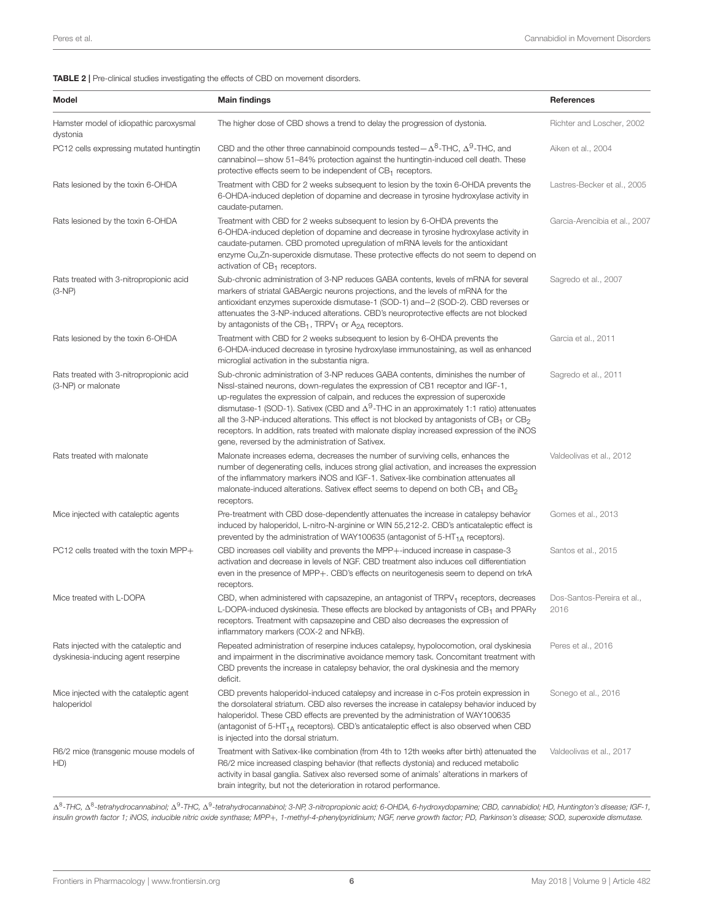**TABLE 2 |** Pre-clinical studies investigating the effects of CBD on movement disorders.

| Model | Main findings | References |
|---|---|---|
| Hamster model of idiopathic paroxysmal dystonia | The higher dose of CBD shows a trend to delay the progression of dystonia. | Richter and Loscher, 2002 |
| PC12 cells expressing mutated huntingtin | CBD and the other three cannabinoid compounds tested—$\Delta^8$-THC, $\Delta^9$-THC, and cannabinol—show 51–84% protection against the huntingtin-induced cell death. These protective effects seem to be independent of $CB_1$ receptors. | Aiken et al., 2004 |
| Rats lesioned by the toxin 6-OHDA | Treatment with CBD for 2 weeks subsequent to lesion by the toxin 6-OHDA prevents the 6-OHDA-induced depletion of dopamine and decrease in tyrosine hydroxylase activity in caudate-putamen. | Lastres-Becker et al., 2005 |
| Rats lesioned by the toxin 6-OHDA | Treatment with CBD for 2 weeks subsequent to lesion by 6-OHDA prevents the 6-OHDA-induced depletion of dopamine and decrease in tyrosine hydroxylase activity in caudate-putamen. CBD promoted upregulation of mRNA levels for the antioxidant enzyme Cu,Zn-superoxide dismutase. These protective effects do not seem to depend on activation of $CB_1$ receptors. | Garcia-Arencibia et al., 2007 |
| Rats treated with 3-nitropropionic acid (3-NP) | Sub-chronic administration of 3-NP reduces GABA contents, levels of mRNA for several markers of striatal GABAergic neurons projections, and the levels of mRNA for the antioxidant enzymes superoxide dismutase-1 (SOD-1) and−2 (SOD-2). CBD reverses or attenuates the 3-NP-induced alterations. CBD's neuroprotective effects are not blocked by antagonists of the $CB_1$, $TRPV_1$ or $A_{2A}$ receptors. | Sagredo et al., 2007 |
| Rats lesioned by the toxin 6-OHDA | Treatment with CBD for 2 weeks subsequent to lesion by 6-OHDA prevents the 6-OHDA-induced decrease in tyrosine hydroxylase immunostaining, as well as enhanced microglial activation in the substantia nigra. | Garcia et al., 2011 |
| Rats treated with 3-nitropropionic acid (3-NP) or malonate | Sub-chronic administration of 3-NP reduces GABA contents, diminishes the number of Nissl-stained neurons, down-regulates the expression of CB1 receptor and IGF-1, up-regulates the expression of calpain, and reduces the expression of superoxide dismutase-1 (SOD-1). Sativex (CBD and $\Delta^9$-THC in an approximately 1:1 ratio) attenuates all the 3-NP-induced alterations. This effect is not blocked by antagonists of $CB_1$ or $CB_2$ receptors. In addition, rats treated with malonate display increased expression of the iNOS gene, reversed by the administration of Sativex. | Sagredo et al., 2011 |
| Rats treated with malonate | Malonate increases edema, decreases the number of surviving cells, enhances the number of degenerating cells, induces strong glial activation, and increases the expression of the inflammatory markers iNOS and IGF-1. Sativex-like combination attenuates all malonate-induced alterations. Sativex effect seems to depend on both $CB_1$ and $CB_2$ receptors. | Valdeolivas et al., 2012 |
| Mice injected with cataleptic agents | Pre-treatment with CBD dose-dependently attenuates the increase in catalepsy behavior induced by haloperidol, L-nitro-N-arginine or WIN 55,212-2. CBD's anticataleptic effect is prevented by the administration of WAY100635 (antagonist of $5\text{-}HT_{1A}$ receptors). | Gomes et al., 2013 |
| PC12 cells treated with the toxin MPP+ | CBD increases cell viability and prevents the MPP+-induced increase in caspase-3 activation and decrease in levels of NGF. CBD treatment also induces cell differentiation even in the presence of MPP+. CBD's effects on neuritogenesis seem to depend on trkA receptors. | Santos et al., 2015 |
| Mice treated with L-DOPA | CBD, when administered with capsazepine, an antagonist of $TRPV_1$ receptors, decreases L-DOPA-induced dyskinesia. These effects are blocked by antagonists of $CB_1$ and $PPAR\gamma$ receptors. Treatment with capsazepine and CBD also decreases the expression of inflammatory markers (COX-2 and NFkB). | Dos-Santos-Pereira et al., 2016 |
| Rats injected with the cataleptic and dyskinesia-inducing agent reserpine | Repeated administration of reserpine induces catalepsy, hypolocomotion, oral dyskinesia and impairment in the discriminative avoidance memory task. Concomitant treatment with CBD prevents the increase in catalepsy behavior, the oral dyskinesia and the memory deficit. | Peres et al., 2016 |
| Mice injected with the cataleptic agent haloperidol | CBD prevents haloperidol-induced catalepsy and increase in c-Fos protein expression in the dorsolateral striatum. CBD also reverses the increase in catalepsy behavior induced by haloperidol. These CBD effects are prevented by the administration of WAY100635 (antagonist of $5\text{-}HT_{1A}$ receptors). CBD's anticataleptic effect is also observed when CBD is injected into the dorsal striatum. | Sonego et al., 2016 |
| R6/2 mice (transgenic mouse models of HD) | Treatment with Sativex-like combination (from 4th to 12th weeks after birth) attenuated the R6/2 mice increased clasping behavior (that reflects dystonia) and reduced metabolic activity in basal ganglia. Sativex also reversed some of animals' alterations in markers of brain integrity, but not the deterioration in rotarod performance. | Valdeolivas et al., 2017 |

*$\Delta^8$-THC, $\Delta^8$-tetrahydrocannabinol; $\Delta^9$-THC, $\Delta^9$-tetrahydrocannabinol; 3-NP, 3-nitropropionic acid; 6-OHDA, 6-hydroxydopamine; CBD, cannabidiol; HD, Huntington's disease; IGF-1, insulin growth factor 1; iNOS, inducible nitric oxide synthase; MPP+, 1-methyl-4-phenylpyridinium; NGF, nerve growth factor; PD, Parkinson's disease; SOD, superoxide dismutase.*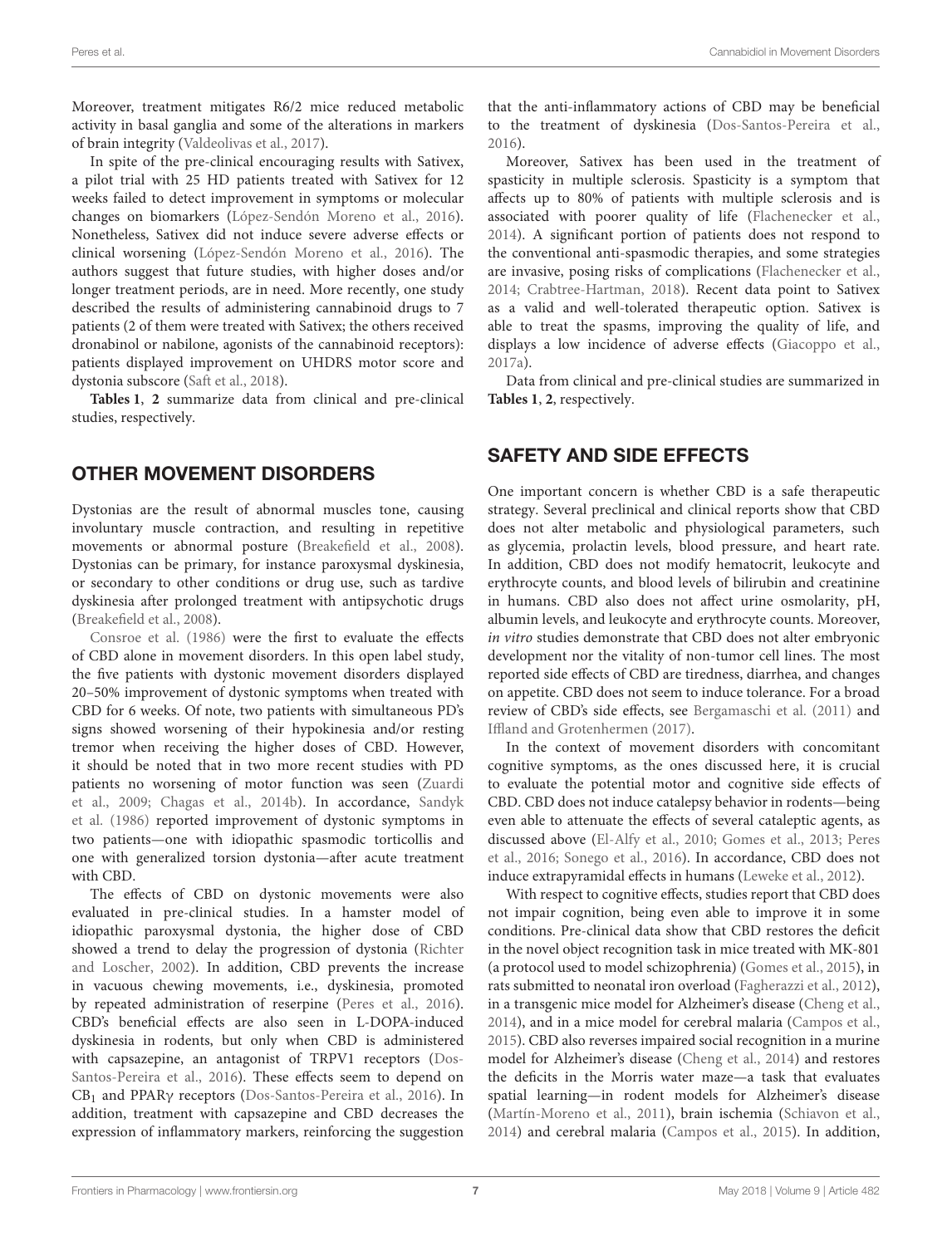Moreover, treatment mitigates R6/2 mice reduced metabolic activity in basal ganglia and some of the alterations in markers of brain integrity (Valdeolivas et al., 2017).

In spite of the pre-clinical encouraging results with Sativex, a pilot trial with 25 HD patients treated with Sativex for 12 weeks failed to detect improvement in symptoms or molecular changes on biomarkers (López-Sendón Moreno et al., 2016). Nonetheless, Sativex did not induce severe adverse effects or clinical worsening (López-Sendón Moreno et al., 2016). The authors suggest that future studies, with higher doses and/or longer treatment periods, are in need. More recently, one study described the results of administering cannabinoid drugs to 7 patients (2 of them were treated with Sativex; the others received dronabinol or nabilone, agonists of the cannabinoid receptors): patients displayed improvement on UHDRS motor score and dystonia subscore (Saft et al., 2018).

**Tables 1**, **2** summarize data from clinical and pre-clinical studies, respectively.

## OTHER MOVEMENT DISORDERS

Dystonias are the result of abnormal muscles tone, causing involuntary muscle contraction, and resulting in repetitive movements or abnormal posture (Breakefield et al., 2008). Dystonias can be primary, for instance paroxysmal dyskinesia, or secondary to other conditions or drug use, such as tardive dyskinesia after prolonged treatment with antipsychotic drugs (Breakefield et al., 2008).

Consroe et al. (1986) were the first to evaluate the effects of CBD alone in movement disorders. In this open label study, the five patients with dystonic movement disorders displayed 20–50% improvement of dystonic symptoms when treated with CBD for 6 weeks. Of note, two patients with simultaneous PD's signs showed worsening of their hypokinesia and/or resting tremor when receiving the higher doses of CBD. However, it should be noted that in two more recent studies with PD patients no worsening of motor function was seen (Zuardi et al., 2009; Chagas et al., 2014b). In accordance, Sandyk et al. (1986) reported improvement of dystonic symptoms in two patients—one with idiopathic spasmodic torticollis and one with generalized torsion dystonia—after acute treatment with CBD.

The effects of CBD on dystonic movements were also evaluated in pre-clinical studies. In a hamster model of idiopathic paroxysmal dystonia, the higher dose of CBD showed a trend to delay the progression of dystonia (Richter and Loscher, 2002). In addition, CBD prevents the increase in vacuous chewing movements, i.e., dyskinesia, promoted by repeated administration of reserpine (Peres et al., 2016). CBD's beneficial effects are also seen in L-DOPA-induced dyskinesia in rodents, but only when CBD is administered with capsazepine, an antagonist of TRPV1 receptors (Dos-Santos-Pereira et al., 2016). These effects seem to depend on $CB_1$ and PPARγ receptors (Dos-Santos-Pereira et al., 2016). In addition, treatment with capsazepine and CBD decreases the expression of inflammatory markers, reinforcing the suggestion that the anti-inflammatory actions of CBD may be beneficial to the treatment of dyskinesia (Dos-Santos-Pereira et al., 2016).

Moreover, Sativex has been used in the treatment of spasticity in multiple sclerosis. Spasticity is a symptom that affects up to 80% of patients with multiple sclerosis and is associated with poorer quality of life (Flachenecker et al., 2014). A significant portion of patients does not respond to the conventional anti-spasmodic therapies, and some strategies are invasive, posing risks of complications (Flachenecker et al., 2014; Crabtree-Hartman, 2018). Recent data point to Sativex as a valid and well-tolerated therapeutic option. Sativex is able to treat the spasms, improving the quality of life, and displays a low incidence of adverse effects (Giacoppo et al., 2017a).

Data from clinical and pre-clinical studies are summarized in **Tables 1**, **2**, respectively.

## SAFETY AND SIDE EFFECTS

One important concern is whether CBD is a safe therapeutic strategy. Several preclinical and clinical reports show that CBD does not alter metabolic and physiological parameters, such as glycemia, prolactin levels, blood pressure, and heart rate. In addition, CBD does not modify hematocrit, leukocyte and erythrocyte counts, and blood levels of bilirubin and creatinine in humans. CBD also does not affect urine osmolarity, pH, albumin levels, and leukocyte and erythrocyte counts. Moreover, *in vitro* studies demonstrate that CBD does not alter embryonic development nor the vitality of non-tumor cell lines. The most reported side effects of CBD are tiredness, diarrhea, and changes on appetite. CBD does not seem to induce tolerance. For a broad review of CBD's side effects, see Bergamaschi et al. (2011) and Iffland and Grotenhermen (2017).

In the context of movement disorders with concomitant cognitive symptoms, as the ones discussed here, it is crucial to evaluate the potential motor and cognitive side effects of CBD. CBD does not induce catalepsy behavior in rodents—being even able to attenuate the effects of several cataleptic agents, as discussed above (El-Alfy et al., 2010; Gomes et al., 2013; Peres et al., 2016; Sonego et al., 2016). In accordance, CBD does not induce extrapyramidal effects in humans (Leweke et al., 2012).

With respect to cognitive effects, studies report that CBD does not impair cognition, being even able to improve it in some conditions. Pre-clinical data show that CBD restores the deficit in the novel object recognition task in mice treated with MK-801 (a protocol used to model schizophrenia) (Gomes et al., 2015), in rats submitted to neonatal iron overload (Fagherazzi et al., 2012), in a transgenic mice model for Alzheimer's disease (Cheng et al., 2014), and in a mice model for cerebral malaria (Campos et al., 2015). CBD also reverses impaired social recognition in a murine model for Alzheimer's disease (Cheng et al., 2014) and restores the deficits in the Morris water maze—a task that evaluates spatial learning—in rodent models for Alzheimer's disease (Martín-Moreno et al., 2011), brain ischemia (Schiavon et al., 2014) and cerebral malaria (Campos et al., 2015). In addition,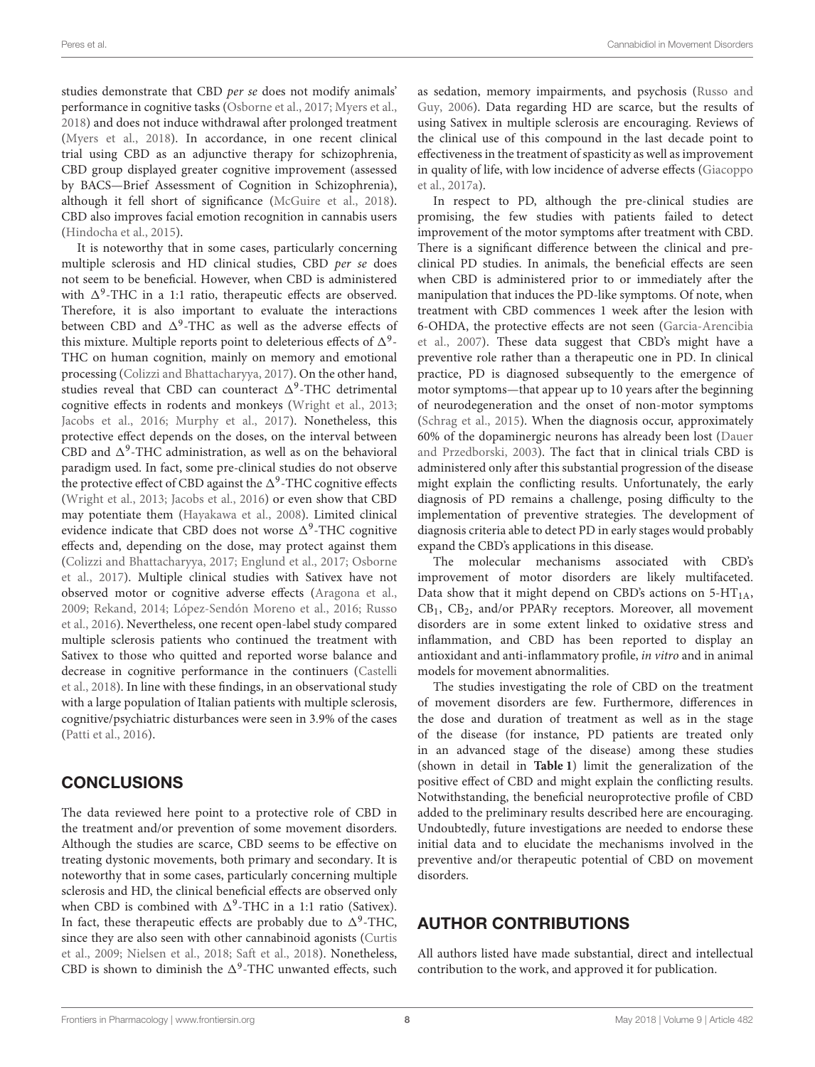studies demonstrate that CBD *per se* does not modify animals' performance in cognitive tasks (Osborne et al., 2017; Myers et al., 2018) and does not induce withdrawal after prolonged treatment (Myers et al., 2018). In accordance, in one recent clinical trial using CBD as an adjunctive therapy for schizophrenia, CBD group displayed greater cognitive improvement (assessed by BACS—Brief Assessment of Cognition in Schizophrenia), although it fell short of significance (McGuire et al., 2018). CBD also improves facial emotion recognition in cannabis users (Hindocha et al., 2015).

It is noteworthy that in some cases, particularly concerning multiple sclerosis and HD clinical studies, CBD *per se* does not seem to be beneficial. However, when CBD is administered with $\Delta^9$-THC in a 1:1 ratio, therapeutic effects are observed. Therefore, it is also important to evaluate the interactions between CBD and $\Delta^9$-THC as well as the adverse effects of this mixture. Multiple reports point to deleterious effects of $\Delta^9$-THC on human cognition, mainly on memory and emotional processing (Colizzi and Bhattacharyya, 2017). On the other hand, studies reveal that CBD can counteract $\Delta^9$-THC detrimental cognitive effects in rodents and monkeys (Wright et al., 2013; Jacobs et al., 2016; Murphy et al., 2017). Nonetheless, this protective effect depends on the doses, on the interval between CBD and $\Delta^9$-THC administration, as well as on the behavioral paradigm used. In fact, some pre-clinical studies do not observe the protective effect of CBD against the $\Delta^9$-THC cognitive effects (Wright et al., 2013; Jacobs et al., 2016) or even show that CBD may potentiate them (Hayakawa et al., 2008). Limited clinical evidence indicate that CBD does not worse $\Delta^9$-THC cognitive effects and, depending on the dose, may protect against them (Colizzi and Bhattacharyya, 2017; Englund et al., 2017; Osborne et al., 2017). Multiple clinical studies with Sativex have not observed motor or cognitive adverse effects (Aragona et al., 2009; Rekand, 2014; López-Sendón Moreno et al., 2016; Russo et al., 2016). Nevertheless, one recent open-label study compared multiple sclerosis patients who continued the treatment with Sativex to those who quitted and reported worse balance and decrease in cognitive performance in the continuers (Castelli et al., 2018). In line with these findings, in an observational study with a large population of Italian patients with multiple sclerosis, cognitive/psychiatric disturbances were seen in 3.9% of the cases (Patti et al., 2016).

## CONCLUSIONS

The data reviewed here point to a protective role of CBD in the treatment and/or prevention of some movement disorders. Although the studies are scarce, CBD seems to be effective on treating dystonic movements, both primary and secondary. It is noteworthy that in some cases, particularly concerning multiple sclerosis and HD, the clinical beneficial effects are observed only when CBD is combined with $\Delta^9$-THC in a 1:1 ratio (Sativex). In fact, these therapeutic effects are probably due to $\Delta^9$-THC, since they are also seen with other cannabinoid agonists (Curtis et al., 2009; Nielsen et al., 2018; Saft et al., 2018). Nonetheless, CBD is shown to diminish the $\Delta^9$-THC unwanted effects, such as sedation, memory impairments, and psychosis (Russo and Guy, 2006). Data regarding HD are scarce, but the results of using Sativex in multiple sclerosis are encouraging. Reviews of the clinical use of this compound in the last decade point to effectiveness in the treatment of spasticity as well as improvement in quality of life, with low incidence of adverse effects (Giacoppo et al., 2017a).

In respect to PD, although the pre-clinical studies are promising, the few studies with patients failed to detect improvement of the motor symptoms after treatment with CBD. There is a significant difference between the clinical and pre-clinical PD studies. In animals, the beneficial effects are seen when CBD is administered prior to or immediately after the manipulation that induces the PD-like symptoms. Of note, when treatment with CBD commences 1 week after the lesion with 6-OHDA, the protective effects are not seen (Garcia-Arencibia et al., 2007). These data suggest that CBD's might have a preventive role rather than a therapeutic one in PD. In clinical practice, PD is diagnosed subsequently to the emergence of motor symptoms—that appear up to 10 years after the beginning of neurodegeneration and the onset of non-motor symptoms (Schrag et al., 2015). When the diagnosis occur, approximately 60% of the dopaminergic neurons has already been lost (Dauer and Przedborski, 2003). The fact that in clinical trials CBD is administered only after this substantial progression of the disease might explain the conflicting results. Unfortunately, the early diagnosis of PD remains a challenge, posing difficulty to the implementation of preventive strategies. The development of diagnosis criteria able to detect PD in early stages would probably expand the CBD's applications in this disease.

The molecular mechanisms associated with CBD's improvement of motor disorders are likely multifaceted. Data show that it might depend on CBD's actions on 5-$HT_{1A}$, $CB_1$, $CB_2$, and/or PPAR$\gamma$ receptors. Moreover, all movement disorders are in some extent linked to oxidative stress and inflammation, and CBD has been reported to display an antioxidant and anti-inflammatory profile, *in vitro* and in animal models for movement abnormalities.

The studies investigating the role of CBD on the treatment of movement disorders are few. Furthermore, differences in the dose and duration of treatment as well as in the stage of the disease (for instance, PD patients are treated only in an advanced stage of the disease) among these studies (shown in detail in **Table 1**) limit the generalization of the positive effect of CBD and might explain the conflicting results. Notwithstanding, the beneficial neuroprotective profile of CBD added to the preliminary results described here are encouraging. Undoubtedly, future investigations are needed to endorse these initial data and to elucidate the mechanisms involved in the preventive and/or therapeutic potential of CBD on movement disorders.

## AUTHOR CONTRIBUTIONS

All authors listed have made substantial, direct and intellectual contribution to the work, and approved it for publication.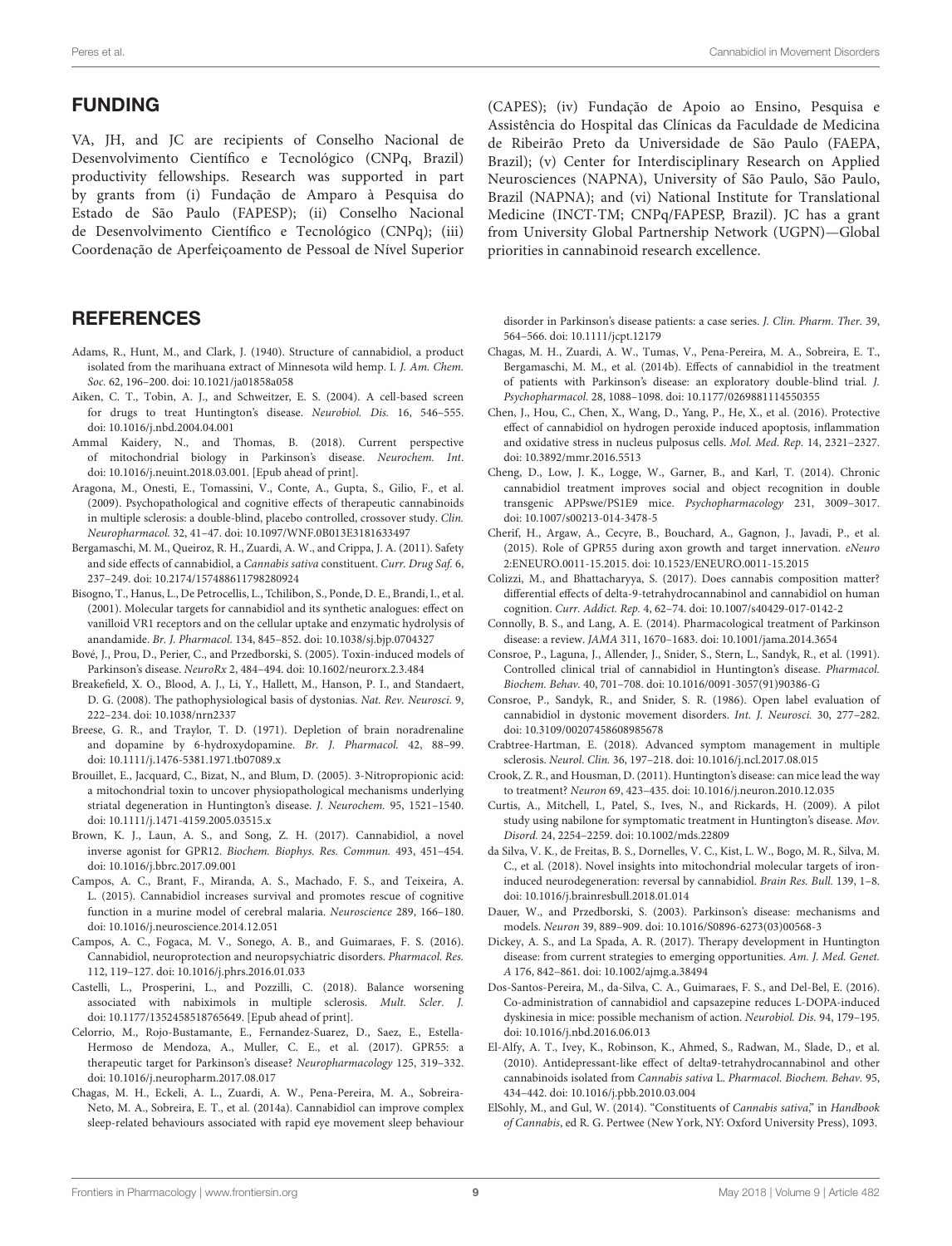## FUNDING

VA, JH, and JC are recipients of Conselho Nacional de Desenvolvimento Científico e Tecnológico (CNPq, Brazil) productivity fellowships. Research was supported in part by grants from (i) Fundação de Amparo à Pesquisa do Estado de São Paulo (FAPESP); (ii) Conselho Nacional de Desenvolvimento Científico e Tecnológico (CNPq); (iii) Coordenação de Aperfeiçoamento de Pessoal de Nível Superior (CAPES); (iv) Fundação de Apoio ao Ensino, Pesquisa e Assistência do Hospital das Clínicas da Faculdade de Medicina de Ribeirão Preto da Universidade de São Paulo (FAEPA, Brazil); (v) Center for Interdisciplinary Research on Applied Neurosciences (NAPNA), University of São Paulo, São Paulo, Brazil (NAPNA); and (vi) National Institute for Translational Medicine (INCT-TM; CNPq/FAPESP, Brazil). JC has a grant from University Global Partnership Network (UGPN)—Global priorities in cannabinoid research excellence.

## REFERENCES

Adams, R., Hunt, M., and Clark, J. (1940). Structure of cannabidiol, a product isolated from the marihuana extract of Minnesota wild hemp. I. *J. Am. Chem. Soc.* 62, 196–200. doi: 10.1021/ja01858a058

Aiken, C. T., Tobin, A. J., and Schweitzer, E. S. (2004). A cell-based screen for drugs to treat Huntington's disease. *Neurobiol. Dis.* 16, 546–555. doi: 10.1016/j.nbd.2004.04.001

Ammal Kaidery, N., and Thomas, B. (2018). Current perspective of mitochondrial biology in Parkinson's disease. *Neurochem. Int*. doi: 10.1016/j.neuint.2018.03.001. [Epub ahead of print].

Aragona, M., Onesti, E., Tomassini, V., Conte, A., Gupta, S., Gilio, F., et al. (2009). Psychopathological and cognitive effects of therapeutic cannabinoids in multiple sclerosis: a double-blind, placebo controlled, crossover study. *Clin. Neuropharmacol.* 32, 41–47. doi: 10.1097/WNF.0B013E3181633497

Bergamaschi, M. M., Queiroz, R. H., Zuardi, A. W., and Crippa, J. A. (2011). Safety and side effects of cannabidiol, a *Cannabis sativa* constituent. *Curr. Drug Saf.* 6, 237–249. doi: 10.2174/157488611798280924

Bisogno, T., Hanus, L., De Petrocellis, L., Tchilibon, S., Ponde, D. E., Brandi, I., et al. (2001). Molecular targets for cannabidiol and its synthetic analogues: effect on vanilloid VR1 receptors and on the cellular uptake and enzymatic hydrolysis of anandamide. *Br. J. Pharmacol.* 134, 845–852. doi: 10.1038/sj.bjp.0704327

Bové, J., Prou, D., Perier, C., and Przedborski, S. (2005). Toxin-induced models of Parkinson's disease. *NeuroRx* 2, 484–494. doi: 10.1602/neurorx.2.3.484

Breakefield, X. O., Blood, A. J., Li, Y., Hallett, M., Hanson, P. I., and Standaert, D. G. (2008). The pathophysiological basis of dystonias. *Nat. Rev. Neurosci.* 9, 222–234. doi: 10.1038/nrn2337

Breese, G. R., and Traylor, T. D. (1971). Depletion of brain noradrenaline and dopamine by 6-hydroxydopamine. *Br. J. Pharmacol.* 42, 88–99. doi: 10.1111/j.1476-5381.1971.tb07089.x

Brouillet, E., Jacquard, C., Bizat, N., and Blum, D. (2005). 3-Nitropropionic acid: a mitochondrial toxin to uncover physiopathological mechanisms underlying striatal degeneration in Huntington's disease. *J. Neurochem.* 95, 1521–1540. doi: 10.1111/j.1471-4159.2005.03515.x

Brown, K. J., Laun, A. S., and Song, Z. H. (2017). Cannabidiol, a novel inverse agonist for GPR12. *Biochem. Biophys. Res. Commun.* 493, 451–454. doi: 10.1016/j.bbrc.2017.09.001

Campos, A. C., Brant, F., Miranda, A. S., Machado, F. S., and Teixeira, A. L. (2015). Cannabidiol increases survival and promotes rescue of cognitive function in a murine model of cerebral malaria. *Neuroscience* 289, 166–180. doi: 10.1016/j.neuroscience.2014.12.051

Campos, A. C., Fogaca, M. V., Sonego, A. B., and Guimaraes, F. S. (2016). Cannabidiol, neuroprotection and neuropsychiatric disorders. *Pharmacol. Res.* 112, 119–127. doi: 10.1016/j.phrs.2016.01.033

Castelli, L., Prosperini, L., and Pozzilli, C. (2018). Balance worsening associated with nabiximols in multiple sclerosis. *Mult. Scler. J.* doi: 10.1177/1352458518765649. [Epub ahead of print].

Celorrio, M., Rojo-Bustamante, E., Fernandez-Suarez, D., Saez, E., Estella-Hermoso de Mendoza, A., Muller, C. E., et al. (2017). GPR55: a therapeutic target for Parkinson's disease? *Neuropharmacology* 125, 319–332. doi: 10.1016/j.neuropharm.2017.08.017

Chagas, M. H., Eckeli, A. L., Zuardi, A. W., Pena-Pereira, M. A., Sobreira-Neto, M. A., Sobreira, E. T., et al. (2014a). Cannabidiol can improve complex sleep-related behaviours associated with rapid eye movement sleep behaviour disorder in Parkinson's disease patients: a case series. *J. Clin. Pharm. Ther.* 39, 564–566. doi: 10.1111/jcpt.12179

Chagas, M. H., Zuardi, A. W., Tumas, V., Pena-Pereira, M. A., Sobreira, E. T., Bergamaschi, M. M., et al. (2014b). Effects of cannabidiol in the treatment of patients with Parkinson's disease: an exploratory double-blind trial. *J. Psychopharmacol.* 28, 1088–1098. doi: 10.1177/0269881114550355

Chen, J., Hou, C., Chen, X., Wang, D., Yang, P., He, X., et al. (2016). Protective effect of cannabidiol on hydrogen peroxide induced apoptosis, inflammation and oxidative stress in nucleus pulposus cells. *Mol. Med. Rep.* 14, 2321–2327. doi: 10.3892/mmr.2016.5513

Cheng, D., Low, J. K., Logge, W., Garner, B., and Karl, T. (2014). Chronic cannabidiol treatment improves social and object recognition in double transgenic APPswe/PS1E9 mice. *Psychopharmacology* 231, 3009–3017. doi: 10.1007/s00213-014-3478-5

Cherif, H., Argaw, A., Cecyre, B., Bouchard, A., Gagnon, J., Javadi, P., et al. (2015). Role of GPR55 during axon growth and target innervation. *eNeuro* 2:ENEURO.0011-15.2015. doi: 10.1523/ENEURO.0011-15.2015

Colizzi, M., and Bhattacharyya, S. (2017). Does cannabis composition matter? differential effects of delta-9-tetrahydrocannabinol and cannabidiol on human cognition. *Curr. Addict. Rep.* 4, 62–74. doi: 10.1007/s40429-017-0142-2

Connolly, B. S., and Lang, A. E. (2014). Pharmacological treatment of Parkinson disease: a review. *JAMA* 311, 1670–1683. doi: 10.1001/jama.2014.3654

Consroe, P., Laguna, J., Allender, J., Snider, S., Stern, L., Sandyk, R., et al. (1991). Controlled clinical trial of cannabidiol in Huntington's disease. *Pharmacol. Biochem. Behav.* 40, 701–708. doi: 10.1016/0091-3057(91)90386-G

Consroe, P., Sandyk, R., and Snider, S. R. (1986). Open label evaluation of cannabidiol in dystonic movement disorders. *Int. J. Neurosci.* 30, 277–282. doi: 10.3109/00207458608985678

Crabtree-Hartman, E. (2018). Advanced symptom management in multiple sclerosis. *Neurol. Clin.* 36, 197–218. doi: 10.1016/j.ncl.2017.08.015

Crook, Z. R., and Housman, D. (2011). Huntington's disease: can mice lead the way to treatment? *Neuron* 69, 423–435. doi: 10.1016/j.neuron.2010.12.035

Curtis, A., Mitchell, I., Patel, S., Ives, N., and Rickards, H. (2009). A pilot study using nabilone for symptomatic treatment in Huntington's disease. *Mov. Disord.* 24, 2254–2259. doi: 10.1002/mds.22809

da Silva, V. K., de Freitas, B. S., Dornelles, V. C., Kist, L. W., Bogo, M. R., Silva, M. C., et al. (2018). Novel insights into mitochondrial molecular targets of iron-induced neurodegeneration: reversal by cannabidiol. *Brain Res. Bull.* 139, 1–8. doi: 10.1016/j.brainresbull.2018.01.014

Dauer, W., and Przedborski, S. (2003). Parkinson's disease: mechanisms and models. *Neuron* 39, 889–909. doi: 10.1016/S0896-6273(03)00568-3

Dickey, A. S., and La Spada, A. R. (2017). Therapy development in Huntington disease: from current strategies to emerging opportunities. *Am. J. Med. Genet. A* 176, 842–861. doi: 10.1002/ajmg.a.38494

Dos-Santos-Pereira, M., da-Silva, C. A., Guimaraes, F. S., and Del-Bel, E. (2016). Co-administration of cannabidiol and capsazepine reduces L-DOPA-induced dyskinesia in mice: possible mechanism of action. *Neurobiol. Dis.* 94, 179–195. doi: 10.1016/j.nbd.2016.06.013

El-Alfy, A. T., Ivey, K., Robinson, K., Ahmed, S., Radwan, M., Slade, D., et al. (2010). Antidepressant-like effect of delta9-tetrahydrocannabinol and other cannabinoids isolated from *Cannabis sativa* L. *Pharmacol. Biochem. Behav.* 95, 434–442. doi: 10.1016/j.pbb.2010.03.004

ElSohly, M., and Gul, W. (2014). "Constituents of *Cannabis sativa*," in *Handbook of Cannabis*, ed R. G. Pertwee (New York, NY: Oxford University Press), 1093.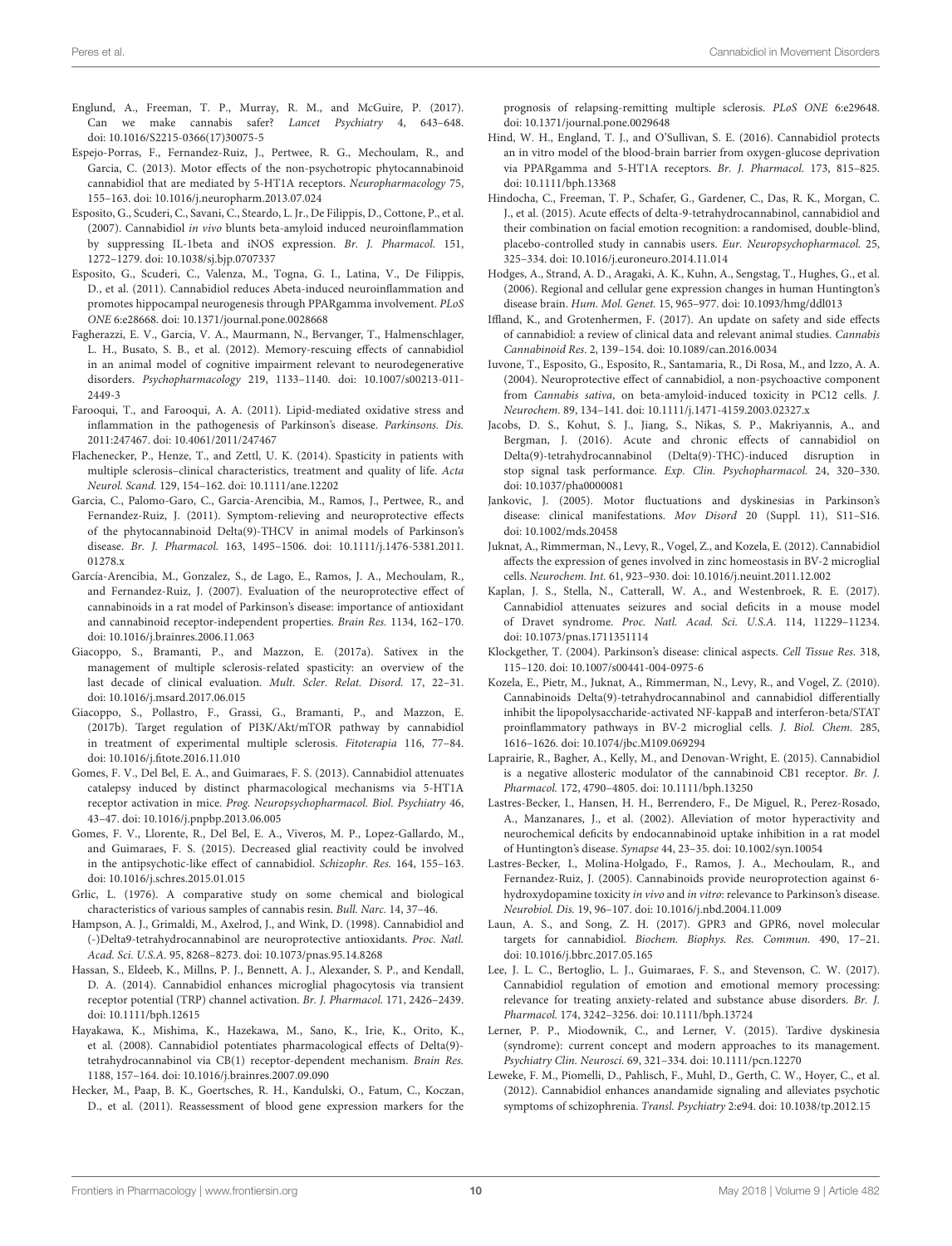Englund, A., Freeman, T. P., Murray, R. M., and McGuire, P. (2017). Can we make cannabis safer? *Lancet Psychiatry* 4, 643–648. doi: 10.1016/S2215-0366(17)30075-5

Espejo-Porras, F., Fernandez-Ruiz, J., Pertwee, R. G., Mechoulam, R., and Garcia, C. (2013). Motor effects of the non-psychotropic phytocannabinoid cannabidiol that are mediated by 5-HT1A receptors. *Neuropharmacology* 75, 155–163. doi: 10.1016/j.neuropharm.2013.07.024

Esposito, G., Scuderi, C., Savani, C., Steardo, L. Jr., De Filippis, D., Cottone, P., et al. (2007). Cannabidiol *in vivo* blunts beta-amyloid induced neuroinflammation by suppressing IL-1beta and iNOS expression. *Br. J. Pharmacol.* 151, 1272–1279. doi: 10.1038/sj.bjp.0707337

Esposito, G., Scuderi, C., Valenza, M., Togna, G. I., Latina, V., De Filippis, D., et al. (2011). Cannabidiol reduces Abeta-induced neuroinflammation and promotes hippocampal neurogenesis through PPARgamma involvement. *PLoS ONE* 6:e28668. doi: 10.1371/journal.pone.0028668

Fagherazzi, E. V., Garcia, V. A., Maurmann, N., Bervanger, T., Halmenschlager, L. H., Busato, S. B., et al. (2012). Memory-rescuing effects of cannabidiol in an animal model of cognitive impairment relevant to neurodegenerative disorders. *Psychopharmacology* 219, 1133–1140. doi: 10.1007/s00213-011-2449-3

Farooqui, T., and Farooqui, A. A. (2011). Lipid-mediated oxidative stress and inflammation in the pathogenesis of Parkinson's disease. *Parkinsons. Dis.* 2011:247467. doi: 10.4061/2011/247467

Flachenecker, P., Henze, T., and Zettl, U. K. (2014). Spasticity in patients with multiple sclerosis–clinical characteristics, treatment and quality of life. *Acta Neurol. Scand.* 129, 154–162. doi: 10.1111/ane.12202

Garcia, C., Palomo-Garo, C., Garcia-Arencibia, M., Ramos, J., Pertwee, R., and Fernandez-Ruiz, J. (2011). Symptom-relieving and neuroprotective effects of the phytocannabinoid Delta(9)-THCV in animal models of Parkinson's disease. *Br. J. Pharmacol.* 163, 1495–1506. doi: 10.1111/j.1476-5381.2011.01278.x

García-Arencibia, M., Gonzalez, S., de Lago, E., Ramos, J. A., Mechoulam, R., and Fernandez-Ruiz, J. (2007). Evaluation of the neuroprotective effect of cannabinoids in a rat model of Parkinson's disease: importance of antioxidant and cannabinoid receptor-independent properties. *Brain Res.* 1134, 162–170. doi: 10.1016/j.brainres.2006.11.063

Giacoppo, S., Bramanti, P., and Mazzon, E. (2017a). Sativex in the management of multiple sclerosis-related spasticity: an overview of the last decade of clinical evaluation. *Mult. Scler. Relat. Disord.* 17, 22–31. doi: 10.1016/j.msard.2017.06.015

Giacoppo, S., Pollastro, F., Grassi, G., Bramanti, P., and Mazzon, E. (2017b). Target regulation of PI3K/Akt/mTOR pathway by cannabidiol in treatment of experimental multiple sclerosis. *Fitoterapia* 116, 77–84. doi: 10.1016/j.fitote.2016.11.010

Gomes, F. V., Del Bel, E. A., and Guimaraes, F. S. (2013). Cannabidiol attenuates catalepsy induced by distinct pharmacological mechanisms via 5-HT1A receptor activation in mice. *Prog. Neuropsychopharmacol. Biol. Psychiatry* 46, 43–47. doi: 10.1016/j.pnpbp.2013.06.005

Gomes, F. V., Llorente, R., Del Bel, E. A., Viveros, M. P., Lopez-Gallardo, M., and Guimaraes, F. S. (2015). Decreased glial reactivity could be involved in the antipsychotic-like effect of cannabidiol. *Schizophr. Res.* 164, 155–163. doi: 10.1016/j.schres.2015.01.015

Grlic, L. (1976). A comparative study on some chemical and biological characteristics of various samples of cannabis resin. *Bull. Narc.* 14, 37–46.

Hampson, A. J., Grimaldi, M., Axelrod, J., and Wink, D. (1998). Cannabidiol and (-)Delta9-tetrahydrocannabinol are neuroprotective antioxidants. *Proc. Natl. Acad. Sci. U.S.A.* 95, 8268–8273. doi: 10.1073/pnas.95.14.8268

Hassan, S., Eldeeb, K., Millns, P. J., Bennett, A. J., Alexander, S. P., and Kendall, D. A. (2014). Cannabidiol enhances microglial phagocytosis via transient receptor potential (TRP) channel activation. *Br. J. Pharmacol.* 171, 2426–2439. doi: 10.1111/bph.12615

Hayakawa, K., Mishima, K., Hazekawa, M., Sano, K., Irie, K., Orito, K., et al. (2008). Cannabidiol potentiates pharmacological effects of Delta(9)-tetrahydrocannabinol via CB(1) receptor-dependent mechanism. *Brain Res.* 1188, 157–164. doi: 10.1016/j.brainres.2007.09.090

Hecker, M., Paap, B. K., Goertsches, R. H., Kandulski, O., Fatum, C., Koczan, D., et al. (2011). Reassessment of blood gene expression markers for the prognosis of relapsing-remitting multiple sclerosis. *PLoS ONE* 6:e29648. doi: 10.1371/journal.pone.0029648

Hind, W. H., England, T. J., and O'Sullivan, S. E. (2016). Cannabidiol protects an in vitro model of the blood-brain barrier from oxygen-glucose deprivation via PPARgamma and 5-HT1A receptors. *Br. J. Pharmacol.* 173, 815–825. doi: 10.1111/bph.13368

Hindocha, C., Freeman, T. P., Schafer, G., Gardener, C., Das, R. K., Morgan, C. J., et al. (2015). Acute effects of delta-9-tetrahydrocannabinol, cannabidiol and their combination on facial emotion recognition: a randomised, double-blind, placebo-controlled study in cannabis users. *Eur. Neuropsychopharmacol.* 25, 325–334. doi: 10.1016/j.euroneuro.2014.11.014

Hodges, A., Strand, A. D., Aragaki, A. K., Kuhn, A., Sengstag, T., Hughes, G., et al. (2006). Regional and cellular gene expression changes in human Huntington's disease brain. *Hum. Mol. Genet.* 15, 965–977. doi: 10.1093/hmg/ddl013

Iffland, K., and Grotenhermen, F. (2017). An update on safety and side effects of cannabidiol: a review of clinical data and relevant animal studies. *Cannabis Cannabinoid Res.* 2, 139–154. doi: 10.1089/can.2016.0034

Iuvone, T., Esposito, G., Esposito, R., Santamaria, R., Di Rosa, M., and Izzo, A. A. (2004). Neuroprotective effect of cannabidiol, a non-psychoactive component from *Cannabis sativa*, on beta-amyloid-induced toxicity in PC12 cells. *J. Neurochem.* 89, 134–141. doi: 10.1111/j.1471-4159.2003.02327.x

Jacobs, D. S., Kohut, S. J., Jiang, S., Nikas, S. P., Makriyannis, A., and Bergman, J. (2016). Acute and chronic effects of cannabidiol on Delta(9)-tetrahydrocannabinol (Delta(9)-THC)-induced disruption in stop signal task performance. *Exp. Clin. Psychopharmacol.* 24, 320–330. doi: 10.1037/pha0000081

Jankovic, J. (2005). Motor fluctuations and dyskinesias in Parkinson's disease: clinical manifestations. *Mov Disord* 20 (Suppl. 11), S11–S16. doi: 10.1002/mds.20458

Juknat, A., Rimmerman, N., Levy, R., Vogel, Z., and Kozela, E. (2012). Cannabidiol affects the expression of genes involved in zinc homeostasis in BV-2 microglial cells. *Neurochem. Int.* 61, 923–930. doi: 10.1016/j.neuint.2011.12.002

Kaplan, J. S., Stella, N., Catterall, W. A., and Westenbroek, R. E. (2017). Cannabidiol attenuates seizures and social deficits in a mouse model of Dravet syndrome. *Proc. Natl. Acad. Sci. U.S.A.* 114, 11229–11234. doi: 10.1073/pnas.1711351114

Klockgether, T. (2004). Parkinson's disease: clinical aspects. *Cell Tissue Res.* 318, 115–120. doi: 10.1007/s00441-004-0975-6

Kozela, E., Pietr, M., Juknat, A., Rimmerman, N., Levy, R., and Vogel, Z. (2010). Cannabinoids Delta(9)-tetrahydrocannabinol and cannabidiol differentially inhibit the lipopolysaccharide-activated NF-kappaB and interferon-beta/STAT proinflammatory pathways in BV-2 microglial cells. *J. Biol. Chem.* 285, 1616–1626. doi: 10.1074/jbc.M109.069294

Laprairie, R., Bagher, A., Kelly, M., and Denovan-Wright, E. (2015). Cannabidiol is a negative allosteric modulator of the cannabinoid CB1 receptor. *Br. J. Pharmacol.* 172, 4790–4805. doi: 10.1111/bph.13250

Lastres-Becker, I., Hansen, H. H., Berrendero, F., De Miguel, R., Perez-Rosado, A., Manzanares, J., et al. (2002). Alleviation of motor hyperactivity and neurochemical deficits by endocannabinoid uptake inhibition in a rat model of Huntington's disease. *Synapse* 44, 23–35. doi: 10.1002/syn.10054

Lastres-Becker, I., Molina-Holgado, F., Ramos, J. A., Mechoulam, R., and Fernandez-Ruiz, J. (2005). Cannabinoids provide neuroprotection against 6-hydroxydopamine toxicity *in vivo* and *in vitro*: relevance to Parkinson's disease. *Neurobiol. Dis.* 19, 96–107. doi: 10.1016/j.nbd.2004.11.009

Laun, A. S., and Song, Z. H. (2017). GPR3 and GPR6, novel molecular targets for cannabidiol. *Biochem. Biophys. Res. Commun.* 490, 17–21. doi: 10.1016/j.bbrc.2017.05.165

Lee, J. L. C., Bertoglio, L. J., Guimaraes, F. S., and Stevenson, C. W. (2017). Cannabidiol regulation of emotion and emotional memory processing: relevance for treating anxiety-related and substance abuse disorders. *Br. J. Pharmacol.* 174, 3242–3256. doi: 10.1111/bph.13724

Lerner, P. P., Miodownik, C., and Lerner, V. (2015). Tardive dyskinesia (syndrome): current concept and modern approaches to its management. *Psychiatry Clin. Neurosci.* 69, 321–334. doi: 10.1111/pcn.12270

Leweke, F. M., Piomelli, D., Pahlisch, F., Muhl, D., Gerth, C. W., Hoyer, C., et al. (2012). Cannabidiol enhances anandamide signaling and alleviates psychotic symptoms of schizophrenia. *Transl. Psychiatry* 2:e94. doi: 10.1038/tp.2012.15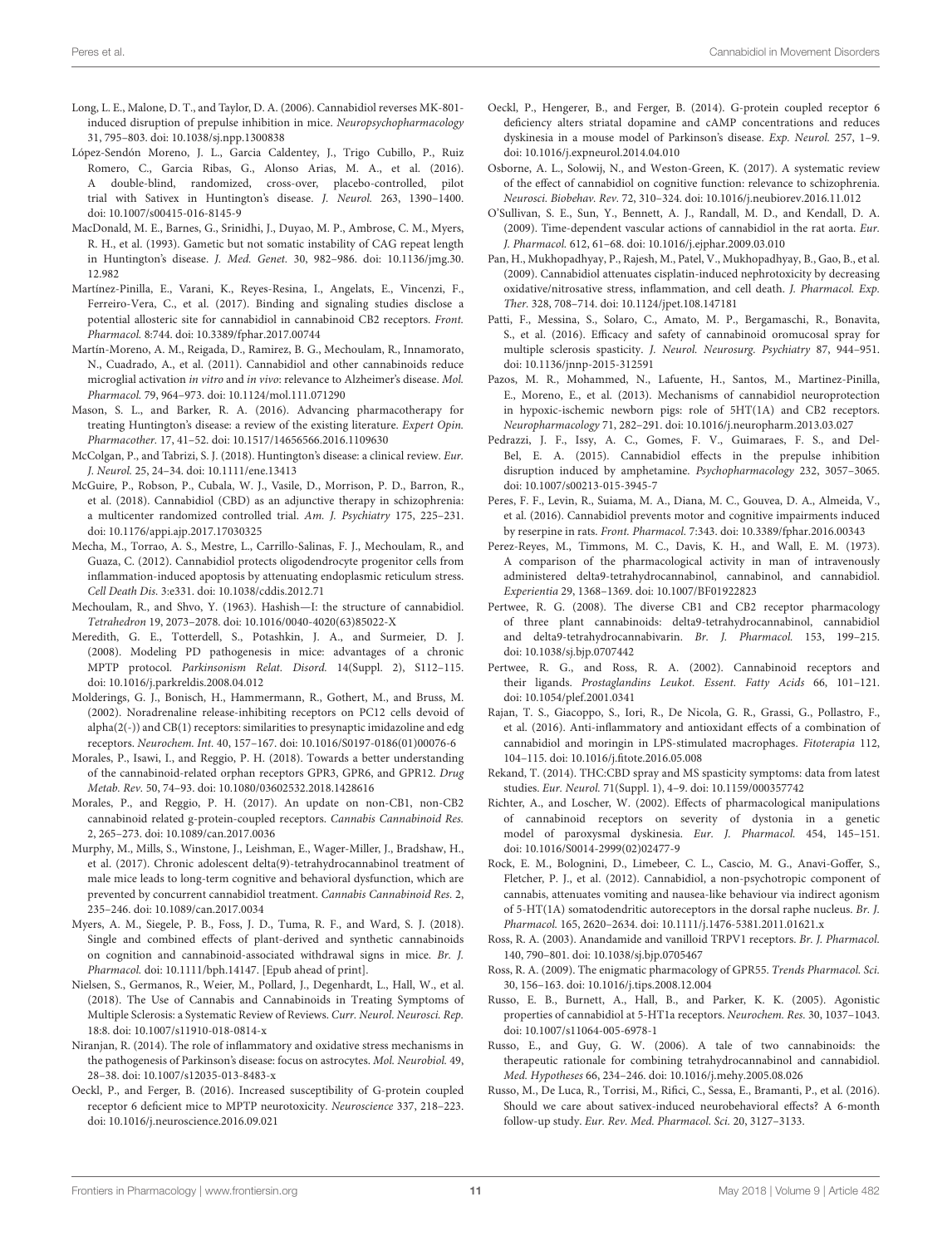Long, L. E., Malone, D. T., and Taylor, D. A. (2006). Cannabidiol reverses MK-801-induced disruption of prepulse inhibition in mice. *Neuropsychopharmacology* 31, 795–803. doi: 10.1038/sj.npp.1300838

López-Sendón Moreno, J. L., Garcia Caldentey, J., Trigo Cubillo, P., Ruiz Romero, C., Garcia Ribas, G., Alonso Arias, M. A., et al. (2016). A double-blind, randomized, cross-over, placebo-controlled, pilot trial with Sativex in Huntington's disease. *J. Neurol.* 263, 1390–1400. doi: 10.1007/s00415-016-8145-9

MacDonald, M. E., Barnes, G., Srinidhi, J., Duyao, M. P., Ambrose, C. M., Myers, R. H., et al. (1993). Gametic but not somatic instability of CAG repeat length in Huntington's disease. *J. Med. Genet.* 30, 982–986. doi: 10.1136/jmg.30.12.982

Martínez-Pinilla, E., Varani, K., Reyes-Resina, I., Angelats, E., Vincenzi, F., Ferreiro-Vera, C., et al. (2017). Binding and signaling studies disclose a potential allosteric site for cannabidiol in cannabinoid CB2 receptors. *Front. Pharmacol.* 8:744. doi: 10.3389/fphar.2017.00744

Martín-Moreno, A. M., Reigada, D., Ramirez, B. G., Mechoulam, R., Innamorato, N., Cuadrado, A., et al. (2011). Cannabidiol and other cannabinoids reduce microglial activation *in vitro* and *in vivo*: relevance to Alzheimer's disease. *Mol. Pharmacol.* 79, 964–973. doi: 10.1124/mol.111.071290

Mason, S. L., and Barker, R. A. (2016). Advancing pharmacotherapy for treating Huntington's disease: a review of the existing literature. *Expert Opin. Pharmacother.* 17, 41–52. doi: 10.1517/14656566.2016.1109630

McColgan, P., and Tabrizi, S. J. (2018). Huntington's disease: a clinical review. *Eur. J. Neurol.* 25, 24–34. doi: 10.1111/ene.13413

McGuire, P., Robson, P., Cubala, W. J., Vasile, D., Morrison, P. D., Barron, R., et al. (2018). Cannabidiol (CBD) as an adjunctive therapy in schizophrenia: a multicenter randomized controlled trial. *Am. J. Psychiatry* 175, 225–231. doi: 10.1176/appi.ajp.2017.17030325

Mecha, M., Torrao, A. S., Mestre, L., Carrillo-Salinas, F. J., Mechoulam, R., and Guaza, C. (2012). Cannabidiol protects oligodendrocyte progenitor cells from inflammation-induced apoptosis by attenuating endoplasmic reticulum stress. *Cell Death Dis.* 3:e331. doi: 10.1038/cddis.2012.71

Mechoulam, R., and Shvo, Y. (1963). Hashish—I: the structure of cannabidiol. *Tetrahedron* 19, 2073–2078. doi: 10.1016/0040-4020(63)85022-X

Meredith, G. E., Totterdell, S., Potashkin, J. A., and Surmeier, D. J. (2008). Modeling PD pathogenesis in mice: advantages of a chronic MPTP protocol. *Parkinsonism Relat. Disord.* 14(Suppl. 2), S112–115. doi: 10.1016/j.parkreldis.2008.04.012

Molderings, G. J., Bonisch, H., Hammermann, R., Gothert, M., and Bruss, M. (2002). Noradrenaline release-inhibiting receptors on PC12 cells devoid of alpha(2(-)) and CB(1) receptors: similarities to presynaptic imidazoline and edg receptors. *Neurochem. Int.* 40, 157–167. doi: 10.1016/S0197-0186(01)00076-6

Morales, P., Isawi, I., and Reggio, P. H. (2018). Towards a better understanding of the cannabinoid-related orphan receptors GPR3, GPR6, and GPR12. *Drug Metab. Rev.* 50, 74–93. doi: 10.1080/03602532.2018.1428616

Morales, P., and Reggio, P. H. (2017). An update on non-CB1, non-CB2 cannabinoid related g-protein-coupled receptors. *Cannabis Cannabinoid Res.* 2, 265–273. doi: 10.1089/can.2017.0036

Murphy, M., Mills, S., Winstone, J., Leishman, E., Wager-Miller, J., Bradshaw, H., et al. (2017). Chronic adolescent delta(9)-tetrahydrocannabinol treatment of male mice leads to long-term cognitive and behavioral dysfunction, which are prevented by concurrent cannabidiol treatment. *Cannabis Cannabinoid Res.* 2, 235–246. doi: 10.1089/can.2017.0034

Myers, A. M., Siegele, P. B., Foss, J. D., Tuma, R. F., and Ward, S. J. (2018). Single and combined effects of plant-derived and synthetic cannabinoids on cognition and cannabinoid-associated withdrawal signs in mice. *Br. J. Pharmacol.* doi: 10.1111/bph.14147. [Epub ahead of print].

Nielsen, S., Germanos, R., Weier, M., Pollard, J., Degenhardt, L., Hall, W., et al. (2018). The Use of Cannabis and Cannabinoids in Treating Symptoms of Multiple Sclerosis: a Systematic Review of Reviews. *Curr. Neurol. Neurosci. Rep.* 18:8. doi: 10.1007/s11910-018-0814-x

Niranjan, R. (2014). The role of inflammatory and oxidative stress mechanisms in the pathogenesis of Parkinson's disease: focus on astrocytes. *Mol. Neurobiol.* 49, 28–38. doi: 10.1007/s12035-013-8483-x

Oeckl, P., and Ferger, B. (2016). Increased susceptibility of G-protein coupled receptor 6 deficient mice to MPTP neurotoxicity. *Neuroscience* 337, 218–223. doi: 10.1016/j.neuroscience.2016.09.021

Oeckl, P., Hengerer, B., and Ferger, B. (2014). G-protein coupled receptor 6 deficiency alters striatal dopamine and cAMP concentrations and reduces dyskinesia in a mouse model of Parkinson's disease. *Exp. Neurol.* 257, 1–9. doi: 10.1016/j.expneurol.2014.04.010

Osborne, A. L., Solowij, N., and Weston-Green, K. (2017). A systematic review of the effect of cannabidiol on cognitive function: relevance to schizophrenia. *Neurosci. Biobehav. Rev.* 72, 310–324. doi: 10.1016/j.neubiorev.2016.11.012

O'Sullivan, S. E., Sun, Y., Bennett, A. J., Randall, M. D., and Kendall, D. A. (2009). Time-dependent vascular actions of cannabidiol in the rat aorta. *Eur. J. Pharmacol.* 612, 61–68. doi: 10.1016/j.ejphar.2009.03.010

Pan, H., Mukhopadhyay, P., Rajesh, M., Patel, V., Mukhopadhyay, B., Gao, B., et al. (2009). Cannabidiol attenuates cisplatin-induced nephrotoxicity by decreasing oxidative/nitrosative stress, inflammation, and cell death. *J. Pharmacol. Exp. Ther.* 328, 708–714. doi: 10.1124/jpet.108.147181

Patti, F., Messina, S., Solaro, C., Amato, M. P., Bergamaschi, R., Bonavita, S., et al. (2016). Efficacy and safety of cannabinoid oromucosal spray for multiple sclerosis spasticity. *J. Neurol. Neurosurg. Psychiatry* 87, 944–951. doi: 10.1136/jnnp-2015-312591

Pazos, M. R., Mohammed, N., Lafuente, H., Santos, M., Martinez-Pinilla, E., Moreno, E., et al. (2013). Mechanisms of cannabidiol neuroprotection in hypoxic-ischemic newborn pigs: role of 5HT(1A) and CB2 receptors. *Neuropharmacology* 71, 282–291. doi: 10.1016/j.neuropharm.2013.03.027

Pedrazzi, J. F., Issy, A. C., Gomes, F. V., Guimaraes, F. S., and Del-Bel, E. A. (2015). Cannabidiol effects in the prepulse inhibition disruption induced by amphetamine. *Psychopharmacology* 232, 3057–3065. doi: 10.1007/s00213-015-3945-7

Peres, F. F., Levin, R., Suiama, M. A., Diana, M. C., Gouvea, D. A., Almeida, V., et al. (2016). Cannabidiol prevents motor and cognitive impairments induced by reserpine in rats. *Front. Pharmacol.* 7:343. doi: 10.3389/fphar.2016.00343

Perez-Reyes, M., Timmons, M. C., Davis, K. H., and Wall, E. M. (1973). A comparison of the pharmacological activity in man of intravenously administered delta9-tetrahydrocannabinol, cannabinol, and cannabidiol. *Experientia* 29, 1368–1369. doi: 10.1007/BF01922823

Pertwee, R. G. (2008). The diverse CB1 and CB2 receptor pharmacology of three plant cannabinoids: delta9-tetrahydrocannabinol, cannabidiol and delta9-tetrahydrocannabivarin. *Br. J. Pharmacol.* 153, 199–215. doi: 10.1038/sj.bjp.0707442

Pertwee, R. G., and Ross, R. A. (2002). Cannabinoid receptors and their ligands. *Prostaglandins Leukot. Essent. Fatty Acids* 66, 101–121. doi: 10.1054/plef.2001.0341

Rajan, T. S., Giacoppo, S., Iori, R., De Nicola, G. R., Grassi, G., Pollastro, F., et al. (2016). Anti-inflammatory and antioxidant effects of a combination of cannabidiol and moringin in LPS-stimulated macrophages. *Fitoterapia* 112, 104–115. doi: 10.1016/j.fitote.2016.05.008

Rekand, T. (2014). THC:CBD spray and MS spasticity symptoms: data from latest studies. *Eur. Neurol.* 71(Suppl. 1), 4–9. doi: 10.1159/000357742

Richter, A., and Loscher, W. (2002). Effects of pharmacological manipulations of cannabinoid receptors on severity of dystonia in a genetic model of paroxysmal dyskinesia. *Eur. J. Pharmacol.* 454, 145–151. doi: 10.1016/S0014-2999(02)02477-9

Rock, E. M., Bolognini, D., Limebeer, C. L., Cascio, M. G., Anavi-Goffer, S., Fletcher, P. J., et al. (2012). Cannabidiol, a non-psychotropic component of cannabis, attenuates vomiting and nausea-like behaviour via indirect agonism of 5-HT(1A) somatodendritic autoreceptors in the dorsal raphe nucleus. *Br. J. Pharmacol.* 165, 2620–2634. doi: 10.1111/j.1476-5381.2011.01621.x

Ross, R. A. (2003). Anandamide and vanilloid TRPV1 receptors. *Br. J. Pharmacol.* 140, 790–801. doi: 10.1038/sj.bjp.0705467

Ross, R. A. (2009). The enigmatic pharmacology of GPR55. *Trends Pharmacol. Sci.* 30, 156–163. doi: 10.1016/j.tips.2008.12.004

Russo, E. B., Burnett, A., Hall, B., and Parker, K. K. (2005). Agonistic properties of cannabidiol at 5-HT1a receptors. *Neurochem. Res.* 30, 1037–1043. doi: 10.1007/s11064-005-6978-1

Russo, E., and Guy, G. W. (2006). A tale of two cannabinoids: the therapeutic rationale for combining tetrahydrocannabinol and cannabidiol. *Med. Hypotheses* 66, 234–246. doi: 10.1016/j.mehy.2005.08.026

Russo, M., De Luca, R., Torrisi, M., Rifici, C., Sessa, E., Bramanti, P., et al. (2016). Should we care about sativex-induced neurobehavioral effects? A 6-month follow-up study. *Eur. Rev. Med. Pharmacol. Sci.* 20, 3127–3133.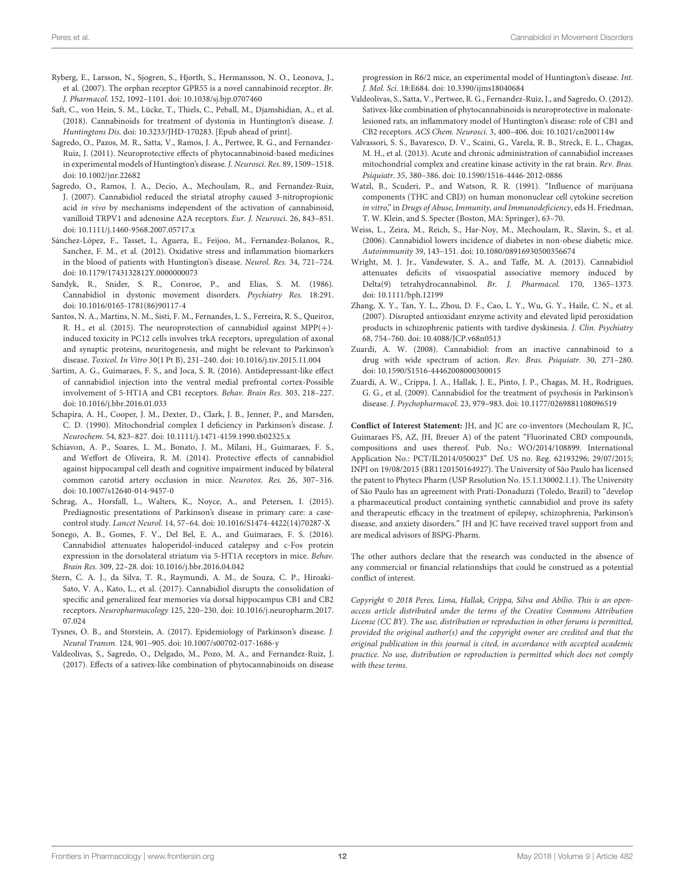Ryberg, E., Larsson, N., Sjogren, S., Hjorth, S., Hermansson, N. O., Leonova, J., et al. (2007). The orphan receptor GPR55 is a novel cannabinoid receptor. *Br. J. Pharmacol.* 152, 1092–1101. doi: 10.1038/sj.bjp.0707460

Saft, C., von Hein, S. M., Lücke, T., Thiels, C., Peball, M., Djamshidian, A., et al. (2018). Cannabinoids for treatment of dystonia in Huntington's disease. *J. Huntingtons Dis.* doi: 10.3233/JHD-170283. [Epub ahead of print].

Sagredo, O., Pazos, M. R., Satta, V., Ramos, J. A., Pertwee, R. G., and Fernandez-Ruiz, J. (2011). Neuroprotective effects of phytocannabinoid-based medicines in experimental models of Huntington's disease. *J. Neurosci. Res.* 89, 1509–1518. doi: 10.1002/jnr.22682

Sagredo, O., Ramos, J. A., Decio, A., Mechoulam, R., and Fernandez-Ruiz, J. (2007). Cannabidiol reduced the striatal atrophy caused 3-nitropropionic acid *in vivo* by mechanisms independent of the activation of cannabinoid, vanilloid TRPV1 and adenosine A2A receptors. *Eur. J. Neurosci.* 26, 843–851. doi: 10.1111/j.1460-9568.2007.05717.x

Sánchez-López, F., Tasset, I., Aguera, E., Feijoo, M., Fernandez-Bolanos, R., Sanchez, F. M., et al. (2012). Oxidative stress and inflammation biomarkers in the blood of patients with Huntington's disease. *Neurol. Res.* 34, 721–724. doi: 10.1179/1743132812Y.0000000073

Sandyk, R., Snider, S. R., Consroe, P., and Elias, S. M. (1986). Cannabidiol in dystonic movement disorders. *Psychiatry Res.* 18:291. doi: 10.1016/0165-1781(86)90117-4

Santos, N. A., Martins, N. M., Sisti, F. M., Fernandes, L. S., Ferreira, R. S., Queiroz, R. H., et al. (2015). The neuroprotection of cannabidiol against MPP(+)-induced toxicity in PC12 cells involves trkA receptors, upregulation of axonal and synaptic proteins, neuritogenesis, and might be relevant to Parkinson's disease. *Toxicol. In Vitro* 30(1 Pt B), 231–240. doi: 10.1016/j.tiv.2015.11.004

Sartim, A. G., Guimaraes, F. S., and Joca, S. R. (2016). Antidepressant-like effect of cannabidiol injection into the ventral medial prefrontal cortex-Possible involvement of 5-HT1A and CB1 receptors. *Behav. Brain Res.* 303, 218–227. doi: 10.1016/j.bbr.2016.01.033

Schapira, A. H., Cooper, J. M., Dexter, D., Clark, J. B., Jenner, P., and Marsden, C. D. (1990). Mitochondrial complex I deficiency in Parkinson's disease. *J. Neurochem.* 54, 823–827. doi: 10.1111/j.1471-4159.1990.tb02325.x

Schiavon, A. P., Soares, L. M., Bonato, J. M., Milani, H., Guimaraes, F. S., and Weffort de Oliveira, R. M. (2014). Protective effects of cannabidiol against hippocampal cell death and cognitive impairment induced by bilateral common carotid artery occlusion in mice. *Neurotox. Res.* 26, 307–316. doi: 10.1007/s12640-014-9457-0

Schrag, A., Horsfall, L., Walters, K., Noyce, A., and Petersen, I. (2015). Prediagnostic presentations of Parkinson's disease in primary care: a case-control study. *Lancet Neurol.* 14, 57–64. doi: 10.1016/S1474-4422(14)70287-X

Sonego, A. B., Gomes, F. V., Del Bel, E. A., and Guimaraes, F. S. (2016). Cannabidiol attenuates haloperidol-induced catalepsy and c-Fos protein expression in the dorsolateral striatum via 5-HT1A receptors in mice. *Behav. Brain Res.* 309, 22–28. doi: 10.1016/j.bbr.2016.04.042

Stern, C. A. J., da Silva, T. R., Raymundi, A. M., de Souza, C. P., Hiroaki-Sato, V. A., Kato, L., et al. (2017). Cannabidiol disrupts the consolidation of specific and generalized fear memories via dorsal hippocampus CB1 and CB2 receptors. *Neuropharmacology* 125, 220–230. doi: 10.1016/j.neuropharm.2017.07.024

Tysnes, O. B., and Storstein, A. (2017). Epidemiology of Parkinson's disease. *J. Neural Transm.* 124, 901–905. doi: 10.1007/s00702-017-1686-y

Valdeolivas, S., Sagredo, O., Delgado, M., Pozo, M. A., and Fernandez-Ruiz, J. (2017). Effects of a sativex-like combination of phytocannabinoids on disease progression in R6/2 mice, an experimental model of Huntington's disease. *Int. J. Mol. Sci.* 18:E684. doi: 10.3390/ijms18040684

Valdeolivas, S., Satta, V., Pertwee, R. G., Fernandez-Ruiz, J., and Sagredo, O. (2012). Sativex-like combination of phytocannabinoids is neuroprotective in malonate-lesioned rats, an inflammatory model of Huntington's disease: role of CB1 and CB2 receptors. *ACS Chem. Neurosci.* 3, 400–406. doi: 10.1021/cn200114w

Valvassori, S. S., Bavaresco, D. V., Scaini, G., Varela, R. B., Streck, E. L., Chagas, M. H., et al. (2013). Acute and chronic administration of cannabidiol increases mitochondrial complex and creatine kinase activity in the rat brain. *Rev. Bras. Psiquiatr.* 35, 380–386. doi: 10.1590/1516-4446-2012-0886

Watzl, B., Scuderi, P., and Watson, R. R. (1991). "Influence of marijuana components (THC and CBD) on human mononuclear cell cytokine secretion *in vitro*," in *Drugs of Abuse, Immunity, and Immunodeficiency*, eds H. Friedman, T. W. Klein, and S. Specter (Boston, MA: Springer), 63–70.

Weiss, L., Zeira, M., Reich, S., Har-Noy, M., Mechoulam, R., Slavin, S., et al. (2006). Cannabidiol lowers incidence of diabetes in non-obese diabetic mice. *Autoimmunity* 39, 143–151. doi: 10.1080/08916930500356674

Wright, M. J. Jr., Vandewater, S. A., and Taffe, M. A. (2013). Cannabidiol attenuates deficits of visuospatial associative memory induced by Delta(9) tetrahydrocannabinol. *Br. J. Pharmacol.* 170, 1365–1373. doi: 10.1111/bph.12199

Zhang, X. Y., Tan, Y. L., Zhou, D. F., Cao, L. Y., Wu, G. Y., Haile, C. N., et al. (2007). Disrupted antioxidant enzyme activity and elevated lipid peroxidation products in schizophrenic patients with tardive dyskinesia. *J. Clin. Psychiatry* 68, 754–760. doi: 10.4088/JCP.v68n0513

Zuardi, A. W. (2008). Cannabidiol: from an inactive cannabinoid to a drug with wide spectrum of action. *Rev. Bras. Psiquiatr.* 30, 271–280. doi: 10.1590/S1516-44462008000300015

Zuardi, A. W., Crippa, J. A., Hallak, J. E., Pinto, J. P., Chagas, M. H., Rodrigues, G. G., et al. (2009). Cannabidiol for the treatment of psychosis in Parkinson's disease. *J. Psychopharmacol.* 23, 979–983. doi: 10.1177/0269881108096519

**Conflict of Interest Statement:** JH, and JC are co-inventors (Mechoulam R, JC, Guimaraes FS, AZ, JH, Breuer A) of the patent "Fluorinated CBD compounds, compositions and uses thereof. Pub. No.: WO/2014/108899. International Application No.: PCT/IL2014/050023" Def. US no. Reg. 62193296; 29/07/2015; INPI on 19/08/2015 (BR1120150164927). The University of São Paulo has licensed the patent to Phytecs Pharm (USP Resolution No. 15.1.130002.1.1). The University of São Paulo has an agreement with Prati-Donaduzzi (Toledo, Brazil) to "develop a pharmaceutical product containing synthetic cannabidiol and prove its safety and therapeutic efficacy in the treatment of epilepsy, schizophrenia, Parkinson's disease, and anxiety disorders." JH and JC have received travel support from and are medical advisors of BSPG-Pharm.

The other authors declare that the research was conducted in the absence of any commercial or financial relationships that could be construed as a potential conflict of interest.

*Copyright © 2018 Peres, Lima, Hallak, Crippa, Silva and Abílio. This is an open-access article distributed under the terms of the Creative Commons Attribution License (CC BY). The use, distribution or reproduction in other forums is permitted, provided the original author(s) and the copyright owner are credited and that the original publication in this journal is cited, in accordance with accepted academic practice. No use, distribution or reproduction is permitted which does not comply with these terms.*